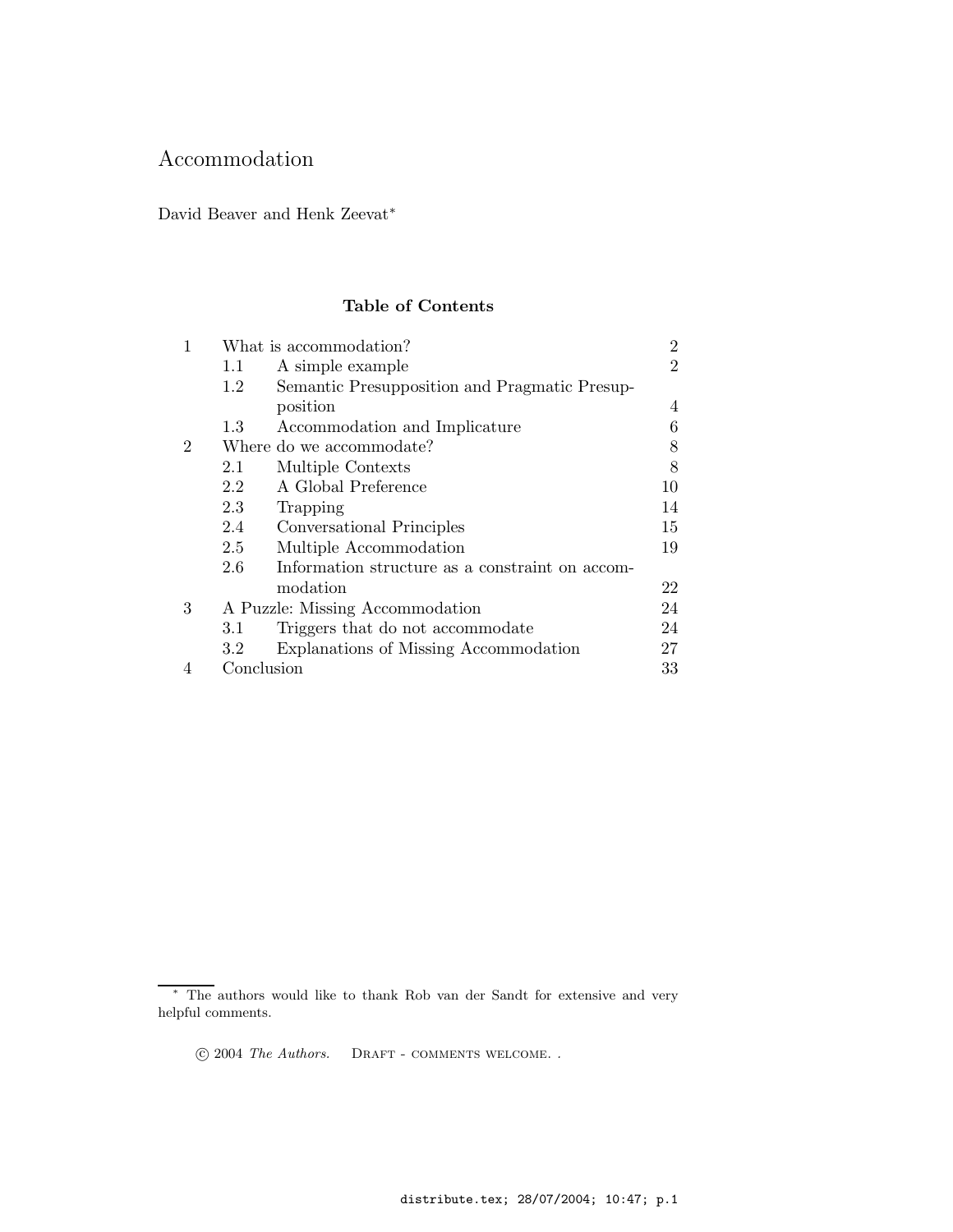# Accommodation

David Beaver and Henk Zeevat*

## Table of Contents

| | | | |
|---|---|---|---|
| 1 | What is accommodation? | | 2 |
| | 1.1 | A simple example | 2 |
| | 1.2 | Semantic Presupposition and Pragmatic Presupposition | 4 |
| | 1.3 | Accommodation and Implicature | 6 |
| 2 | Where do we accommodate? | | 8 |
| | 2.1 | Multiple Contexts | 8 |
| | 2.2 | A Global Preference | 10 |
| | 2.3 | Trapping | 14 |
| | 2.4 | Conversational Principles | 15 |
| | 2.5 | Multiple Accommodation | 19 |
| | 2.6 | Information structure as a constraint on accommodation | 22 |
| 3 | A Puzzle: Missing Accommodation | | 24 |
| | 3.1 | Triggers that do not accommodate | 24 |
| | 3.2 | Explanations of Missing Accommodation | 27 |
| 4 | Conclusion | | 33 |

* The authors would like to thank Rob van der Sandt for extensive and very helpful comments.

© 2004 *The Authors.* Draft - comments welcome. .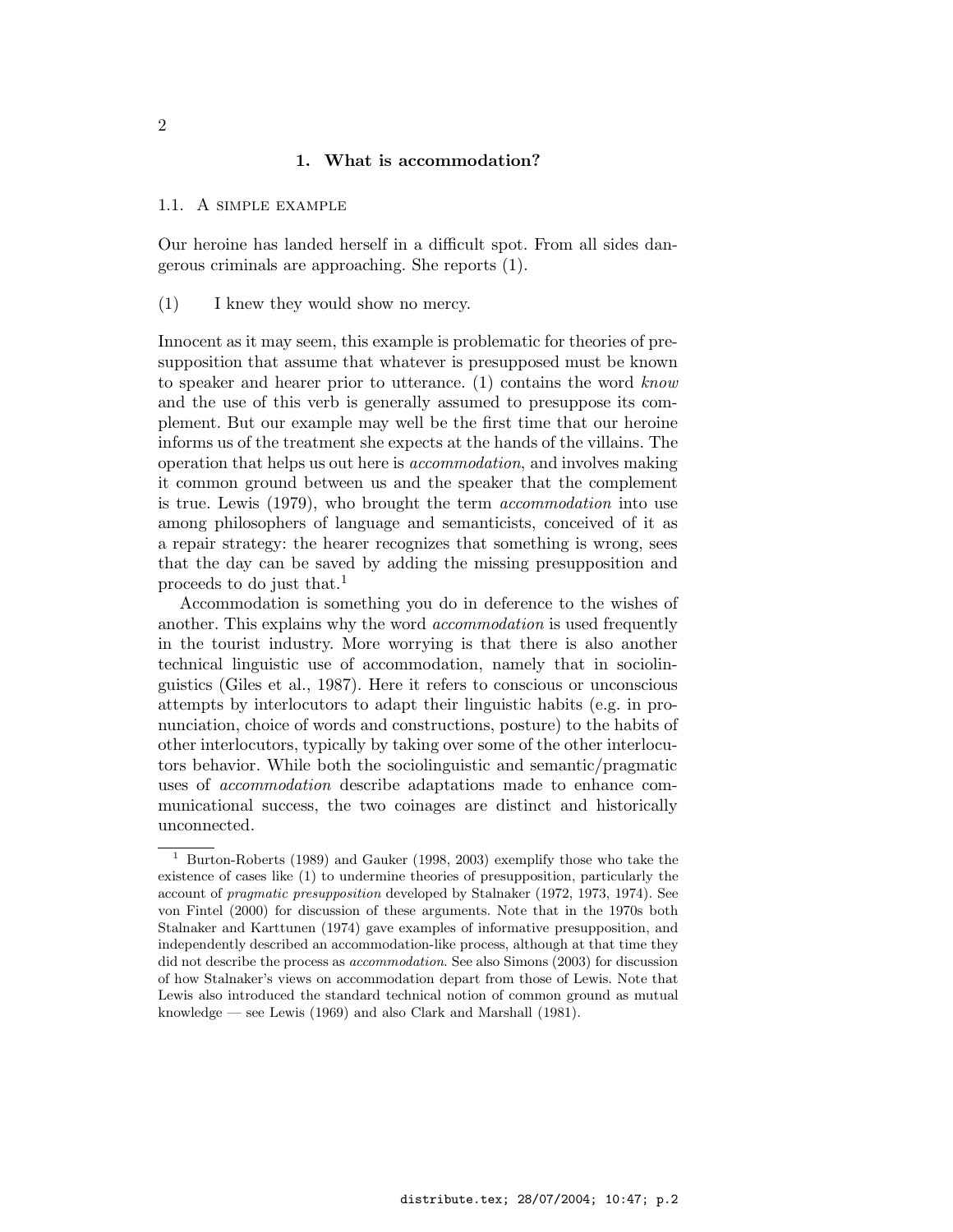## 1. What is accommodation?

### 1.1. A simple example

Our heroine has landed herself in a difficult spot. From all sides dangerous criminals are approaching. She reports (1).

(1) I knew they would show no mercy.

Innocent as it may seem, this example is problematic for theories of presupposition that assume that whatever is presupposed must be known to speaker and hearer prior to utterance. (1) contains the word *know* and the use of this verb is generally assumed to presuppose its complement. But our example may well be the first time that our heroine informs us of the treatment she expects at the hands of the villains. The operation that helps us out here is *accommodation*, and involves making it common ground between us and the speaker that the complement is true. Lewis (1979), who brought the term *accommodation* into use among philosophers of language and semanticists, conceived of it as a repair strategy: the hearer recognizes that something is wrong, sees that the day can be saved by adding the missing presupposition and proceeds to do just that.[1]

Accommodation is something you do in deference to the wishes of another. This explains why the word *accommodation* is used frequently in the tourist industry. More worrying is that there is also another technical linguistic use of accommodation, namely that in sociolinguistics (Giles et al., 1987). Here it refers to conscious or unconscious attempts by interlocutors to adapt their linguistic habits (e.g. in pronunciation, choice of words and constructions, posture) to the habits of other interlocutors, typically by taking over some of the other interlocutors behavior. While both the sociolinguistic and semantic/pragmatic uses of *accommodation* describe adaptations made to enhance communicational success, the two coinages are distinct and historically unconnected.

---

[1] Burton-Roberts (1989) and Gauker (1998, 2003) exemplify those who take the existence of cases like (1) to undermine theories of presupposition, particularly the account of *pragmatic presupposition* developed by Stalnaker (1972, 1973, 1974). See von Fintel (2000) for discussion of these arguments. Note that in the 1970s both Stalnaker and Karttunen (1974) gave examples of informative presupposition, and independently described an accommodation-like process, although at that time they did not describe the process as *accommodation*. See also Simons (2003) for discussion of how Stalnaker's views on accommodation depart from those of Lewis. Note that Lewis also introduced the standard technical notion of common ground as mutual knowledge — see Lewis (1969) and also Clark and Marshall (1981).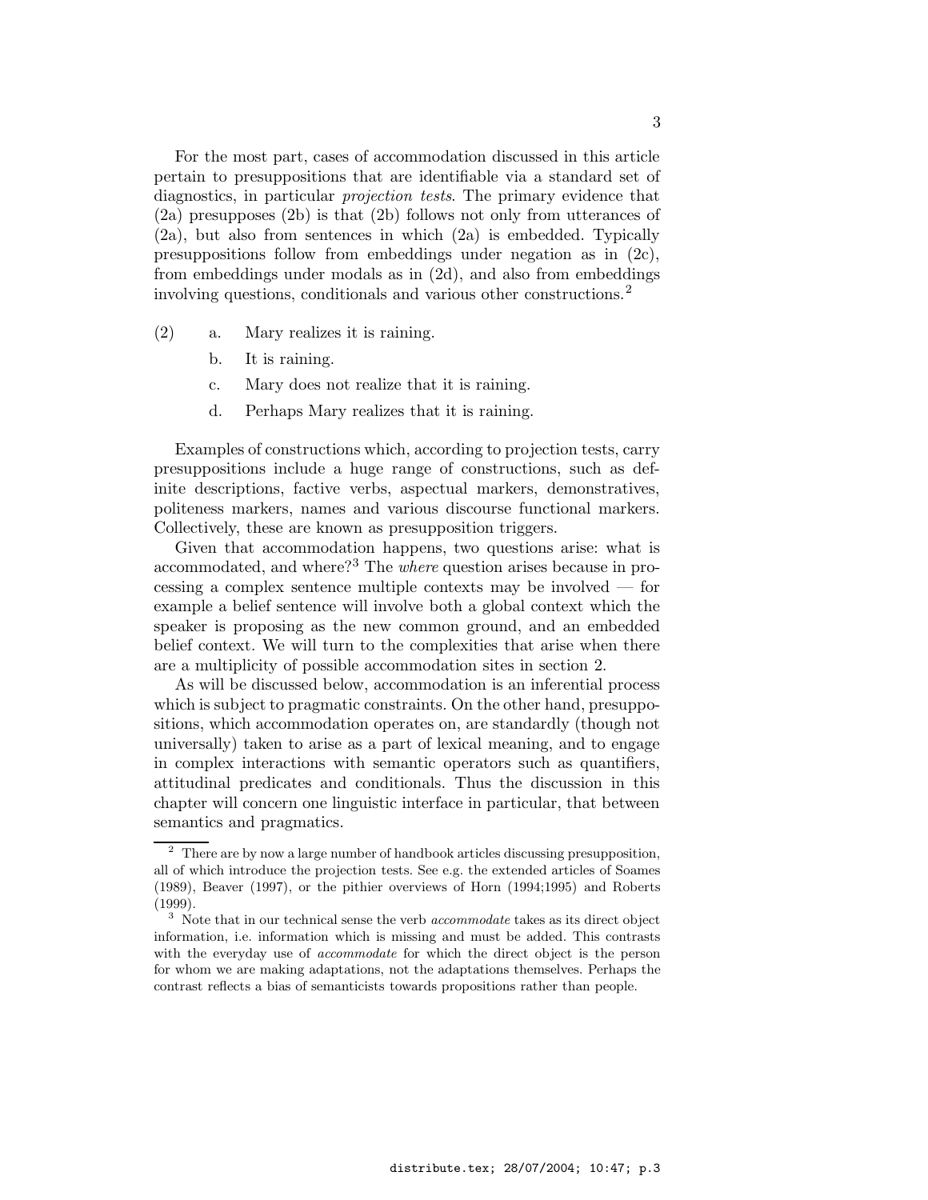For the most part, cases of accommodation discussed in this article pertain to presuppositions that are identifiable via a standard set of diagnostics, in particular *projection tests*. The primary evidence that (2a) presupposes (2b) is that (2b) follows not only from utterances of (2a), but also from sentences in which (2a) is embedded. Typically presuppositions follow from embeddings under negation as in (2c), from embeddings under modals as in (2d), and also from embeddings involving questions, conditionals and various other constructions.[2]

(2)
  a. Mary realizes it is raining.
  b. It is raining.
  c. Mary does not realize that it is raining.
  d. Perhaps Mary realizes that it is raining.

Examples of constructions which, according to projection tests, carry presuppositions include a huge range of constructions, such as definite descriptions, factive verbs, aspectual markers, demonstratives, politeness markers, names and various discourse functional markers. Collectively, these are known as presupposition triggers.

Given that accommodation happens, two questions arise: what is accommodated, and where?[3] The *where* question arises because in processing a complex sentence multiple contexts may be involved — for example a belief sentence will involve both a global context which the speaker is proposing as the new common ground, and an embedded belief context. We will turn to the complexities that arise when there are a multiplicity of possible accommodation sites in section 2.

As will be discussed below, accommodation is an inferential process which is subject to pragmatic constraints. On the other hand, presuppositions, which accommodation operates on, are standardly (though not universally) taken to arise as a part of lexical meaning, and to engage in complex interactions with semantic operators such as quantifiers, attitudinal predicates and conditionals. Thus the discussion in this chapter will concern one linguistic interface in particular, that between semantics and pragmatics.

---

[2] There are by now a large number of handbook articles discussing presupposition, all of which introduce the projection tests. See e.g. the extended articles of Soames (1989), Beaver (1997), or the pithier overviews of Horn (1994;1995) and Roberts (1999).

[3] Note that in our technical sense the verb *accommodate* takes as its direct object information, i.e. information which is missing and must be added. This contrasts with the everyday use of *accommodate* for which the direct object is the person for whom we are making adaptations, not the adaptations themselves. Perhaps the contrast reflects a bias of semanticists towards propositions rather than people.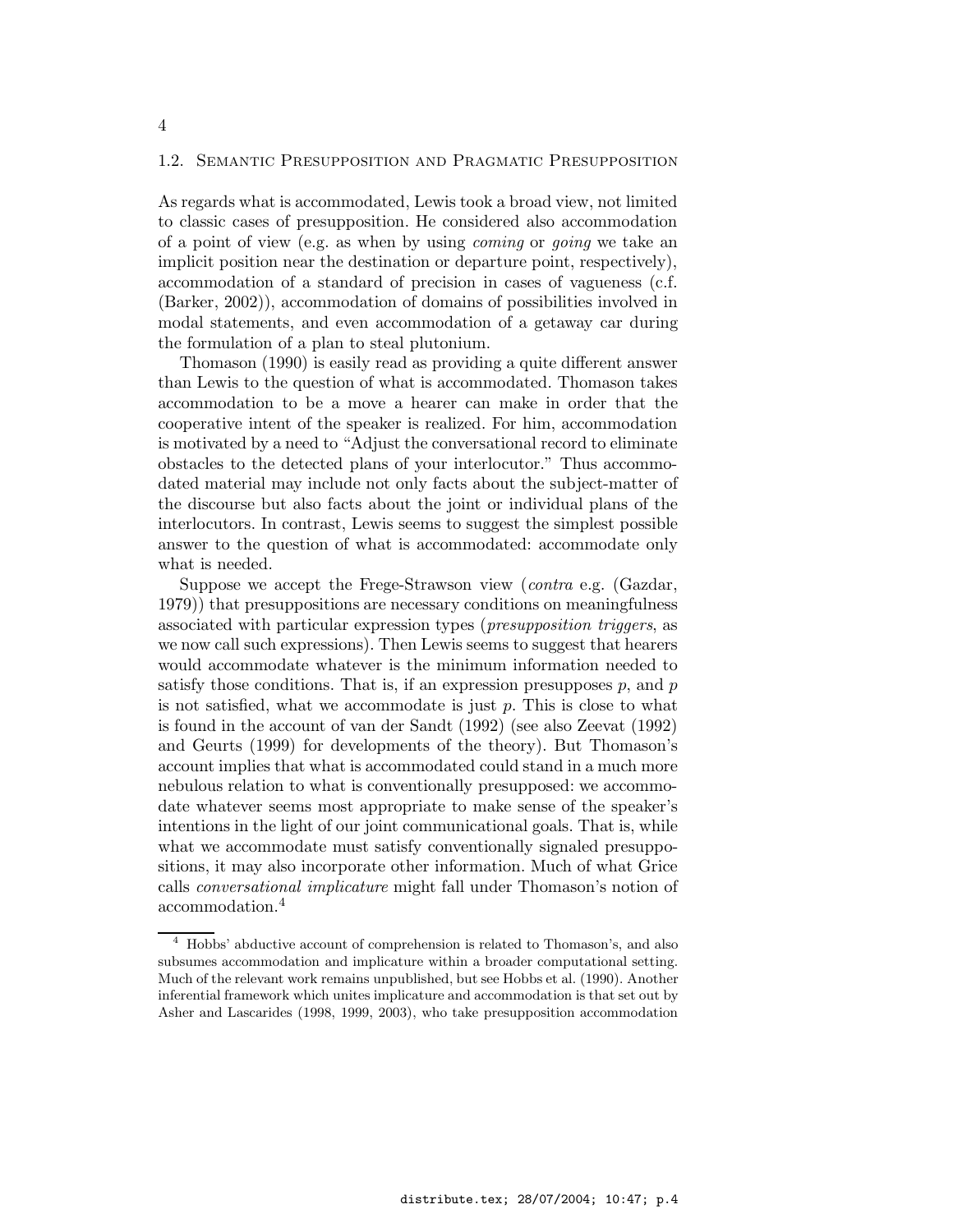As regards what is accommodated, Lewis took a broad view, not limited to classic cases of presupposition. He considered also accommodation of a point of view (e.g. as when by using *coming* or *going* we take an implicit position near the destination or departure point, respectively), accommodation of a standard of precision in cases of vagueness (c.f. (Barker, 2002)), accommodation of domains of possibilities involved in modal statements, and even accommodation of a getaway car during the formulation of a plan to steal plutonium.

Thomason (1990) is easily read as providing a quite different answer than Lewis to the question of what is accommodated. Thomason takes accommodation to be a move a hearer can make in order that the cooperative intent of the speaker is realized. For him, accommodation is motivated by a need to "Adjust the conversational record to eliminate obstacles to the detected plans of your interlocutor." Thus accommodated material may include not only facts about the subject-matter of the discourse but also facts about the joint or individual plans of the interlocutors. In contrast, Lewis seems to suggest the simplest possible answer to the question of what is accommodated: accommodate only what is needed.

Suppose we accept the Frege-Strawson view (*contra* e.g. (Gazdar, 1979)) that presuppositions are necessary conditions on meaningfulness associated with particular expression types (*presupposition triggers*, as we now call such expressions). Then Lewis seems to suggest that hearers would accommodate whatever is the minimum information needed to satisfy those conditions. That is, if an expression presupposes $p$, and $p$ is not satisfied, what we accommodate is just $p$. This is close to what is found in the account of van der Sandt (1992) (see also Zeevat (1992) and Geurts (1999) for developments of the theory). But Thomason's account implies that what is accommodated could stand in a much more nebulous relation to what is conventionally presupposed: we accommodate whatever seems most appropriate to make sense of the speaker's intentions in the light of our joint communicational goals. That is, while what we accommodate must satisfy conventionally signaled presuppositions, it may also incorporate other information. Much of what Grice calls *conversational implicature* might fall under Thomason's notion of accommodation.[4]

[4] Hobbs' abductive account of comprehension is related to Thomason's, and also subsumes accommodation and implicature within a broader computational setting. Much of the relevant work remains unpublished, but see Hobbs et al. (1990). Another inferential framework which unites implicature and accommodation is that set out by Asher and Lascarides (1998, 1999, 2003), who take presupposition accommodation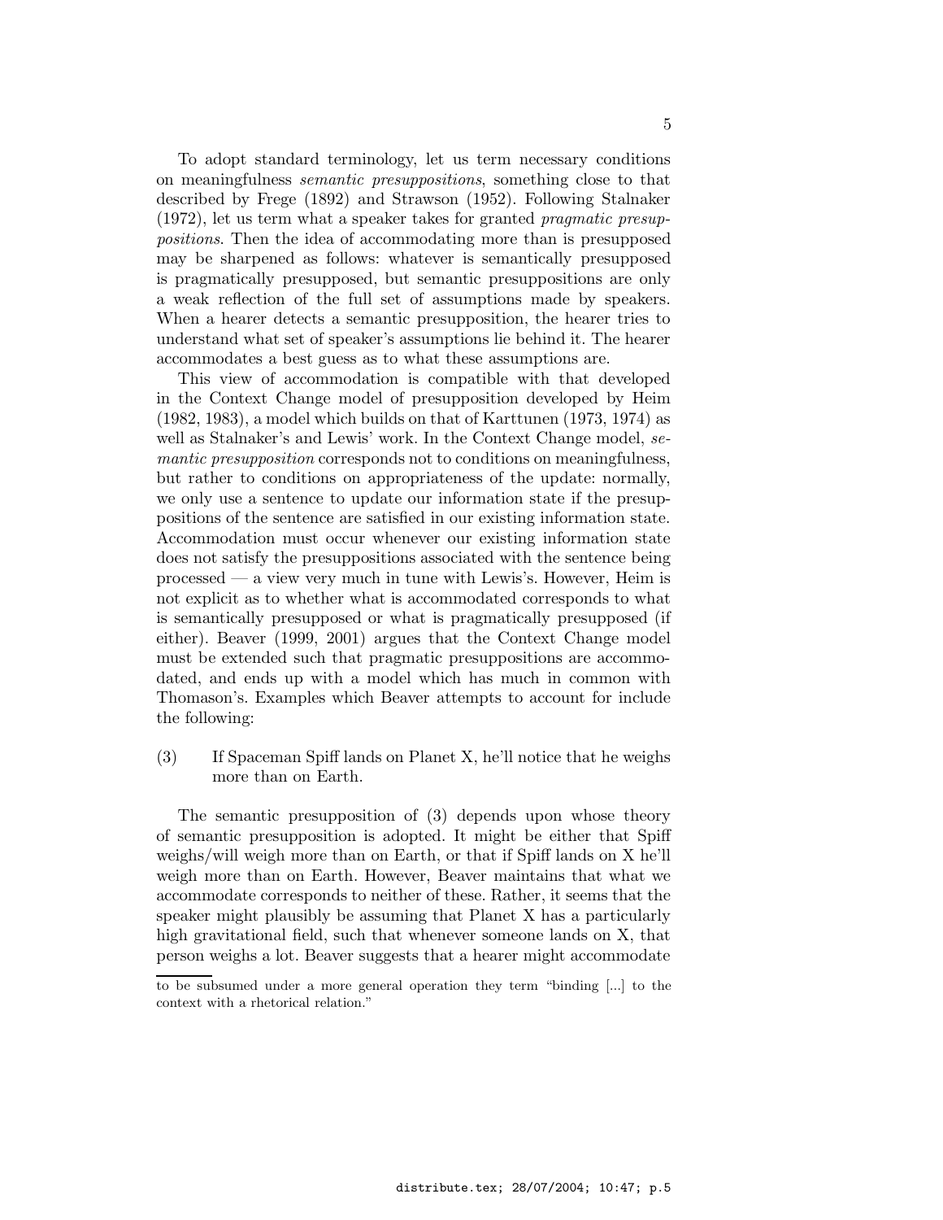To adopt standard terminology, let us term necessary conditions on meaningfulness *semantic presuppositions*, something close to that described by Frege (1892) and Strawson (1952). Following Stalnaker (1972), let us term what a speaker takes for granted *pragmatic presuppositions*. Then the idea of accommodating more than is presupposed may be sharpened as follows: whatever is semantically presupposed is pragmatically presupposed, but semantic presuppositions are only a weak reflection of the full set of assumptions made by speakers. When a hearer detects a semantic presupposition, the hearer tries to understand what set of speaker's assumptions lie behind it. The hearer accommodates a best guess as to what these assumptions are.

This view of accommodation is compatible with that developed in the Context Change model of presupposition developed by Heim (1982, 1983), a model which builds on that of Karttunen (1973, 1974) as well as Stalnaker's and Lewis' work. In the Context Change model, *semantic presupposition* corresponds not to conditions on meaningfulness, but rather to conditions on appropriateness of the update: normally, we only use a sentence to update our information state if the presuppositions of the sentence are satisfied in our existing information state. Accommodation must occur whenever our existing information state does not satisfy the presuppositions associated with the sentence being processed — a view very much in tune with Lewis's. However, Heim is not explicit as to whether what is accommodated corresponds to what is semantically presupposed or what is pragmatically presupposed (if either). Beaver (1999, 2001) argues that the Context Change model must be extended such that pragmatic presuppositions are accommodated, and ends up with a model which has much in common with Thomason's. Examples which Beaver attempts to account for include the following:

(3) If Spaceman Spiff lands on Planet X, he'll notice that he weighs more than on Earth.

The semantic presupposition of (3) depends upon whose theory of semantic presupposition is adopted. It might be either that Spiff weighs/will weigh more than on Earth, or that if Spiff lands on X he'll weigh more than on Earth. However, Beaver maintains that what we accommodate corresponds to neither of these. Rather, it seems that the speaker might plausibly be assuming that Planet X has a particularly high gravitational field, such that whenever someone lands on X, that person weighs a lot. Beaver suggests that a hearer might accommodate

to be subsumed under a more general operation they term "binding [...] to the context with a rhetorical relation."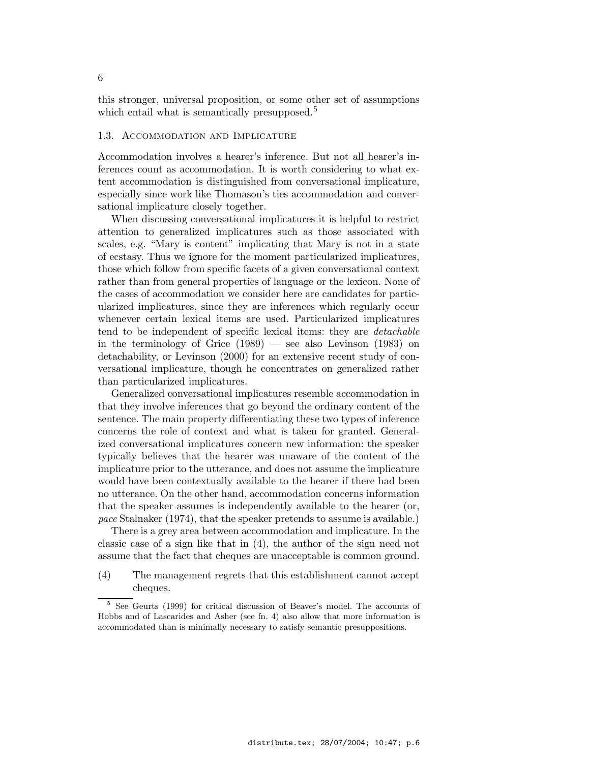this stronger, universal proposition, or some other set of assumptions which entail what is semantically presupposed.[5]

### 1.3. Accommodation and Implicature

Accommodation involves a hearer's inference. But not all hearer's inferences count as accommodation. It is worth considering to what extent accommodation is distinguished from conversational implicature, especially since work like Thomason's ties accommodation and conversational implicature closely together.

When discussing conversational implicatures it is helpful to restrict attention to generalized implicatures such as those associated with scales, e.g. "Mary is content" implicating that Mary is not in a state of ecstasy. Thus we ignore for the moment particularized implicatures, those which follow from specific facets of a given conversational context rather than from general properties of language or the lexicon. None of the cases of accommodation we consider here are candidates for particularized implicatures, since they are inferences which regularly occur whenever certain lexical items are used. Particularized implicatures tend to be independent of specific lexical items: they are *detachable* in the terminology of Grice (1989) — see also Levinson (1983) on detachability, or Levinson (2000) for an extensive recent study of conversational implicature, though he concentrates on generalized rather than particularized implicatures.

Generalized conversational implicatures resemble accommodation in that they involve inferences that go beyond the ordinary content of the sentence. The main property differentiating these two types of inference concerns the role of context and what is taken for granted. Generalized conversational implicatures concern new information: the speaker typically believes that the hearer was unaware of the content of the implicature prior to the utterance, and does not assume the implicature would have been contextually available to the hearer if there had been no utterance. On the other hand, accommodation concerns information that the speaker assumes is independently available to the hearer (or, *pace* Stalnaker (1974), that the speaker pretends to assume is available.)

There is a grey area between accommodation and implicature. In the classic case of a sign like that in (4), the author of the sign need not assume that the fact that cheques are unacceptable is common ground.

(4) The management regrets that this establishment cannot accept cheques.

[5] See Geurts (1999) for critical discussion of Beaver's model. The accounts of Hobbs and of Lascarides and Asher (see fn. 4) also allow that more information is accommodated than is minimally necessary to satisfy semantic presuppositions.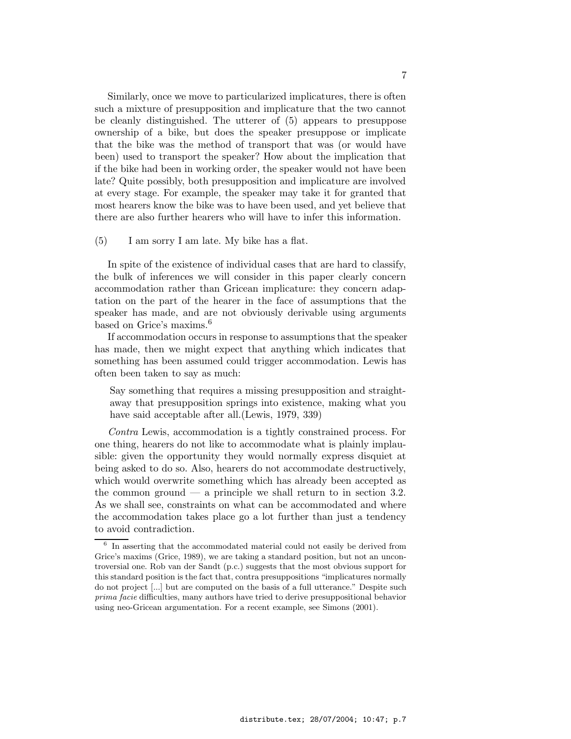Similarly, once we move to particularized implicatures, there is often such a mixture of presupposition and implicature that the two cannot be cleanly distinguished. The utterer of (5) appears to presuppose ownership of a bike, but does the speaker presuppose or implicate that the bike was the method of transport that was (or would have been) used to transport the speaker? How about the implication that if the bike had been in working order, the speaker would not have been late? Quite possibly, both presupposition and implicature are involved at every stage. For example, the speaker may take it for granted that most hearers know the bike was to have been used, and yet believe that there are also further hearers who will have to infer this information.

(5) I am sorry I am late. My bike has a flat.

In spite of the existence of individual cases that are hard to classify, the bulk of inferences we will consider in this paper clearly concern accommodation rather than Gricean implicature: they concern adaptation on the part of the hearer in the face of assumptions that the speaker has made, and are not obviously derivable using arguments based on Grice's maxims.[6]

If accommodation occurs in response to assumptions that the speaker has made, then we might expect that anything which indicates that something has been assumed could trigger accommodation. Lewis has often been taken to say as much:

> Say something that requires a missing presupposition and straightaway that presupposition springs into existence, making what you have said acceptable after all.(Lewis, 1979, 339)

*Contra* Lewis, accommodation is a tightly constrained process. For one thing, hearers do not like to accommodate what is plainly implausible: given the opportunity they would normally express disquiet at being asked to do so. Also, hearers do not accommodate destructively, which would overwrite something which has already been accepted as the common ground — a principle we shall return to in section 3.2. As we shall see, constraints on what can be accommodated and where the accommodation takes place go a lot further than just a tendency to avoid contradiction.

[6] In asserting that the accommodated material could not easily be derived from Grice's maxims (Grice, 1989), we are taking a standard position, but not an uncontroversial one. Rob van der Sandt (p.c.) suggests that the most obvious support for this standard position is the fact that, contra presuppositions "implicatures normally do not project [...] but are computed on the basis of a full utterance." Despite such *prima facie* difficulties, many authors have tried to derive presuppositional behavior using neo-Gricean argumentation. For a recent example, see Simons (2001).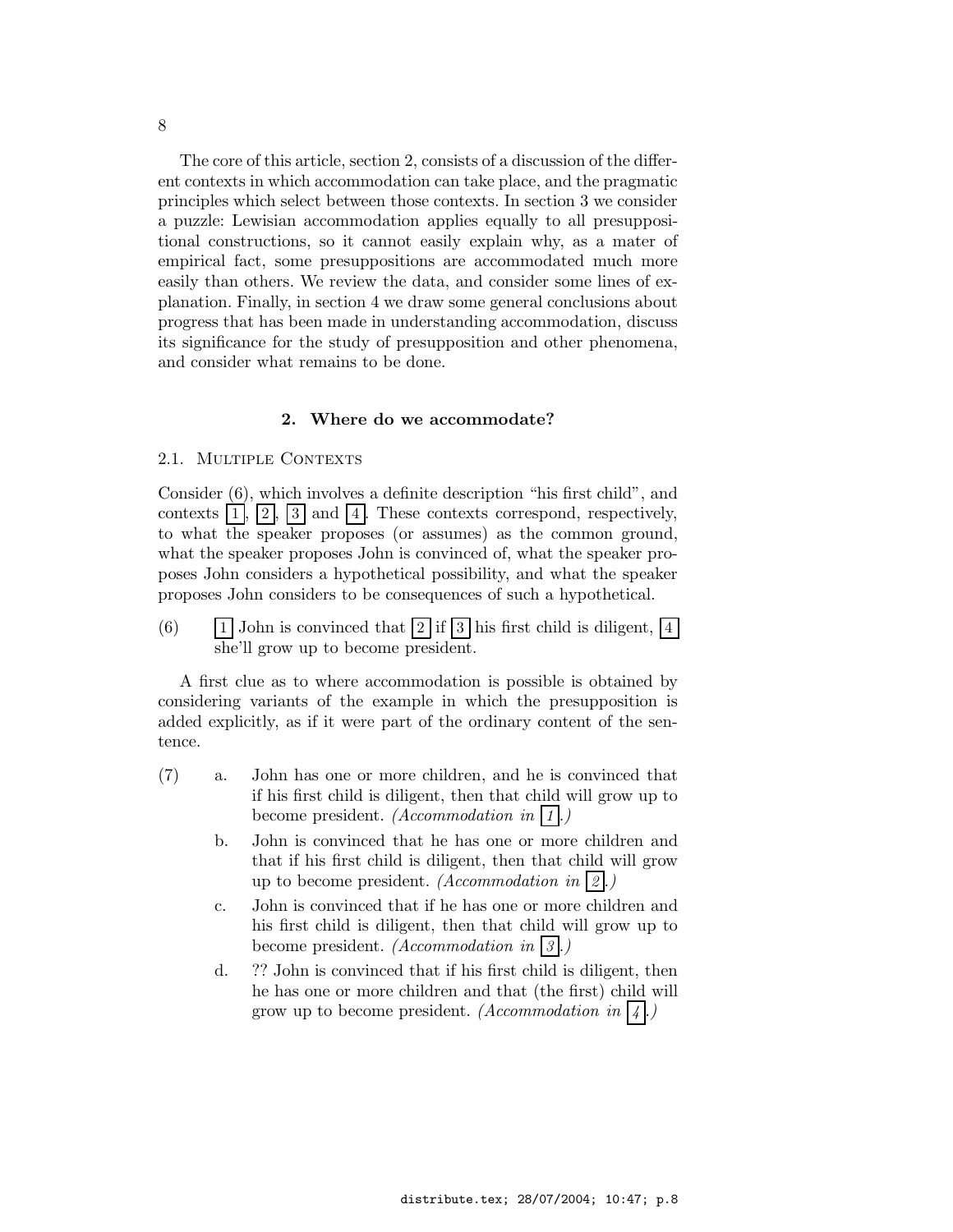The core of this article, section 2, consists of a discussion of the different contexts in which accommodation can take place, and the pragmatic principles which select between those contexts. In section 3 we consider a puzzle: Lewisian accommodation applies equally to all presuppositional constructions, so it cannot easily explain why, as a mater of empirical fact, some presuppositions are accommodated much more easily than others. We review the data, and consider some lines of explanation. Finally, in section 4 we draw some general conclusions about progress that has been made in understanding accommodation, discuss its significance for the study of presupposition and other phenomena, and consider what remains to be done.

## 2. Where do we accommodate?

### 2.1. Multiple Contexts

Consider (6), which involves a definite description "his first child", and contexts [1], [2], [3] and [4]. These contexts correspond, respectively, to what the speaker proposes (or assumes) as the common ground, what the speaker proposes John is convinced of, what the speaker proposes John considers a hypothetical possibility, and what the speaker proposes John considers to be consequences of such a hypothetical.

(6) [1] John is convinced that [2] if [3] his first child is diligent, [4] she'll grow up to become president.

A first clue as to where accommodation is possible is obtained by considering variants of the example in which the presupposition is added explicitly, as if it were part of the ordinary content of the sentence.

(7) a. John has one or more children, and he is convinced that if his first child is diligent, then that child will grow up to become president. *(Accommodation in [1].)*

b. John is convinced that he has one or more children and that if his first child is diligent, then that child will grow up to become president. *(Accommodation in [2].)*

c. John is convinced that if he has one or more children and his first child is diligent, then that child will grow up to become president. *(Accommodation in [3].)*

d. ?? John is convinced that if his first child is diligent, then he has one or more children and that (the first) child will grow up to become president. *(Accommodation in [4].)*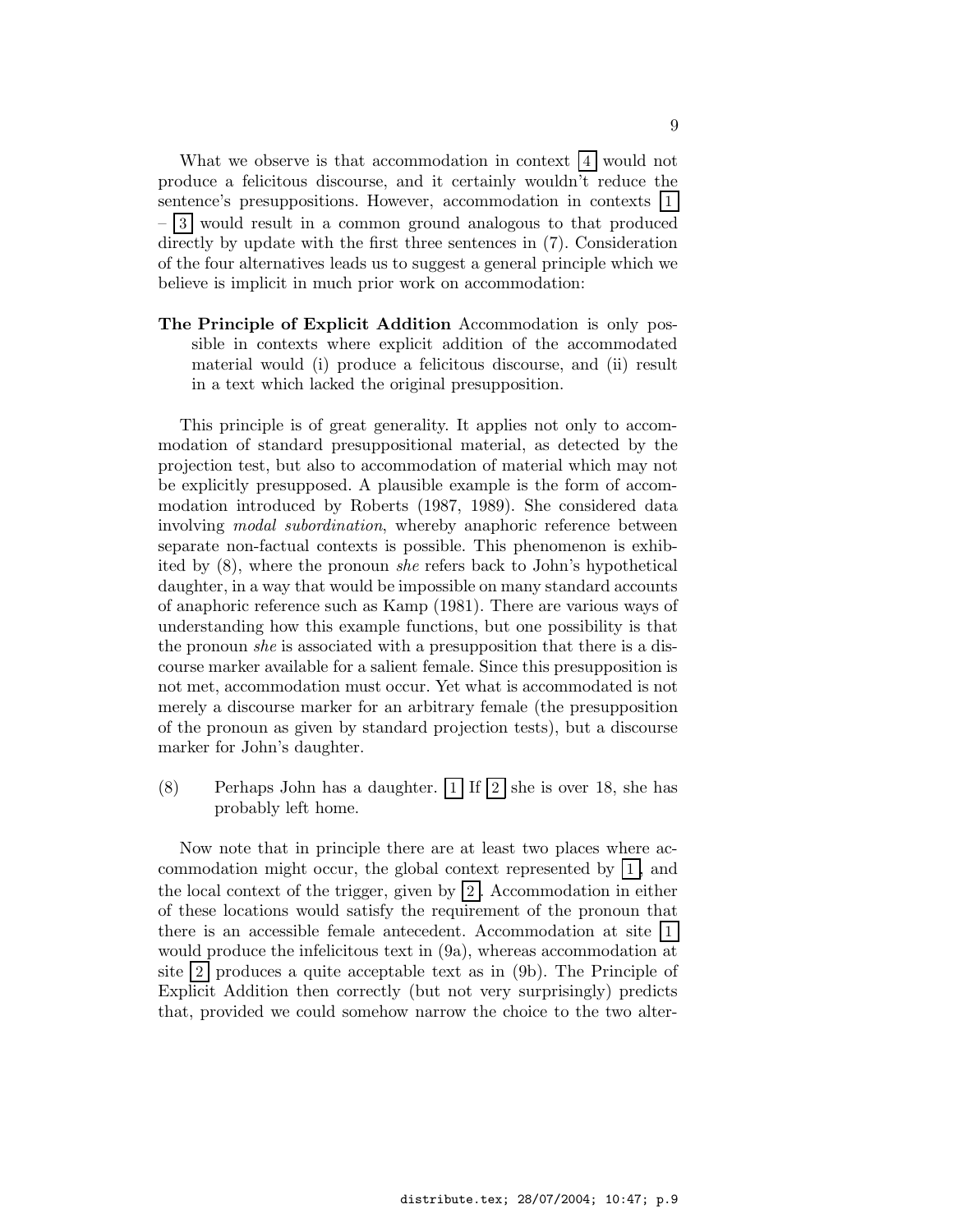What we observe is that accommodation in context [4] would not produce a felicitous discourse, and it certainly wouldn't reduce the sentence's presuppositions. However, accommodation in contexts [1] – [3] would result in a common ground analogous to that produced directly by update with the first three sentences in (7). Consideration of the four alternatives leads us to suggest a general principle which we believe is implicit in much prior work on accommodation:

**The Principle of Explicit Addition** Accommodation is only possible in contexts where explicit addition of the accommodated material would (i) produce a felicitous discourse, and (ii) result in a text which lacked the original presupposition.

This principle is of great generality. It applies not only to accommodation of standard presuppositional material, as detected by the projection test, but also to accommodation of material which may not be explicitly presupposed. A plausible example is the form of accommodation introduced by Roberts (1987, 1989). She considered data involving *modal subordination*, whereby anaphoric reference between separate non-factual contexts is possible. This phenomenon is exhibited by (8), where the pronoun *she* refers back to John's hypothetical daughter, in a way that would be impossible on many standard accounts of anaphoric reference such as Kamp (1981). There are various ways of understanding how this example functions, but one possibility is that the pronoun *she* is associated with a presupposition that there is a discourse marker available for a salient female. Since this presupposition is not met, accommodation must occur. Yet what is accommodated is not merely a discourse marker for an arbitrary female (the presupposition of the pronoun as given by standard projection tests), but a discourse marker for John's daughter.

(8) Perhaps John has a daughter. [1] If [2] she is over 18, she has probably left home.

Now note that in principle there are at least two places where accommodation might occur, the global context represented by [1], and the local context of the trigger, given by [2]. Accommodation in either of these locations would satisfy the requirement of the pronoun that there is an accessible female antecedent. Accommodation at site [1] would produce the infelicitous text in (9a), whereas accommodation at site [2] produces a quite acceptable text as in (9b). The Principle of Explicit Addition then correctly (but not very surprisingly) predicts that, provided we could somehow narrow the choice to the two alter-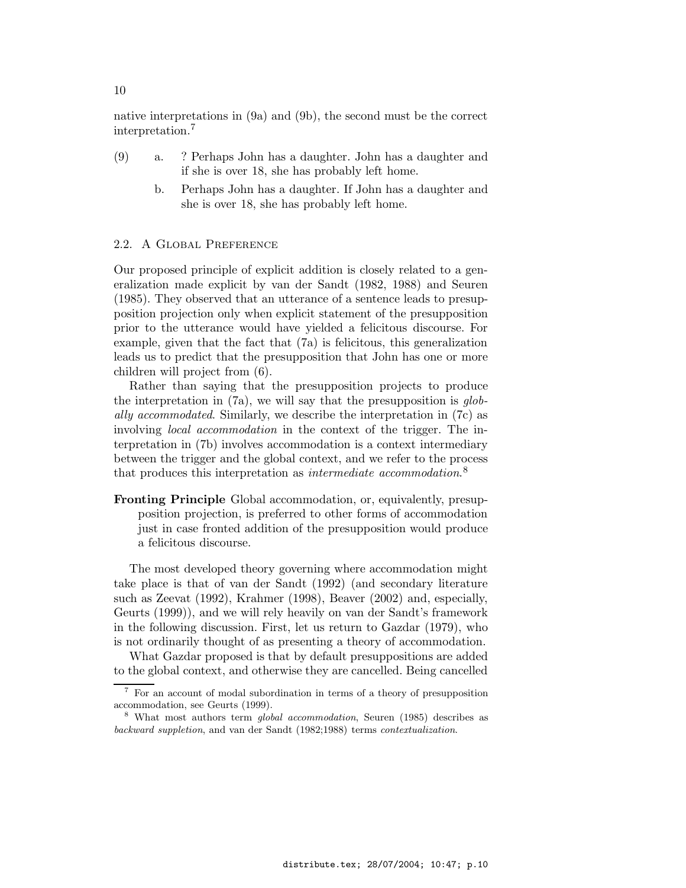native interpretations in (9a) and (9b), the second must be the correct interpretation.[7]

(9) a. ? Perhaps John has a daughter. John has a daughter and if she is over 18, she has probably left home.

b. Perhaps John has a daughter. If John has a daughter and she is over 18, she has probably left home.

## 2.2. A Global Preference

Our proposed principle of explicit addition is closely related to a generalization made explicit by van der Sandt (1982, 1988) and Seuren (1985). They observed that an utterance of a sentence leads to presupposition projection only when explicit statement of the presupposition prior to the utterance would have yielded a felicitous discourse. For example, given that the fact that (7a) is felicitous, this generalization leads us to predict that the presupposition that John has one or more children will project from (6).

Rather than saying that the presupposition projects to produce the interpretation in (7a), we will say that the presupposition is *globally accommodated*. Similarly, we describe the interpretation in (7c) as involving *local accommodation* in the context of the trigger. The interpretation in (7b) involves accommodation is a context intermediary between the trigger and the global context, and we refer to the process that produces this interpretation as *intermediate accommodation*.[8]

**Fronting Principle** Global accommodation, or, equivalently, presupposition projection, is preferred to other forms of accommodation just in case fronted addition of the presupposition would produce a felicitous discourse.

The most developed theory governing where accommodation might take place is that of van der Sandt (1992) (and secondary literature such as Zeevat (1992), Krahmer (1998), Beaver (2002) and, especially, Geurts (1999)), and we will rely heavily on van der Sandt's framework in the following discussion. First, let us return to Gazdar (1979), who is not ordinarily thought of as presenting a theory of accommodation.

What Gazdar proposed is that by default presuppositions are added to the global context, and otherwise they are cancelled. Being cancelled

[7] For an account of modal subordination in terms of a theory of presupposition accommodation, see Geurts (1999).

[8] What most authors term *global accommodation*, Seuren (1985) describes as *backward suppletion*, and van der Sandt (1982;1988) terms *contextualization*.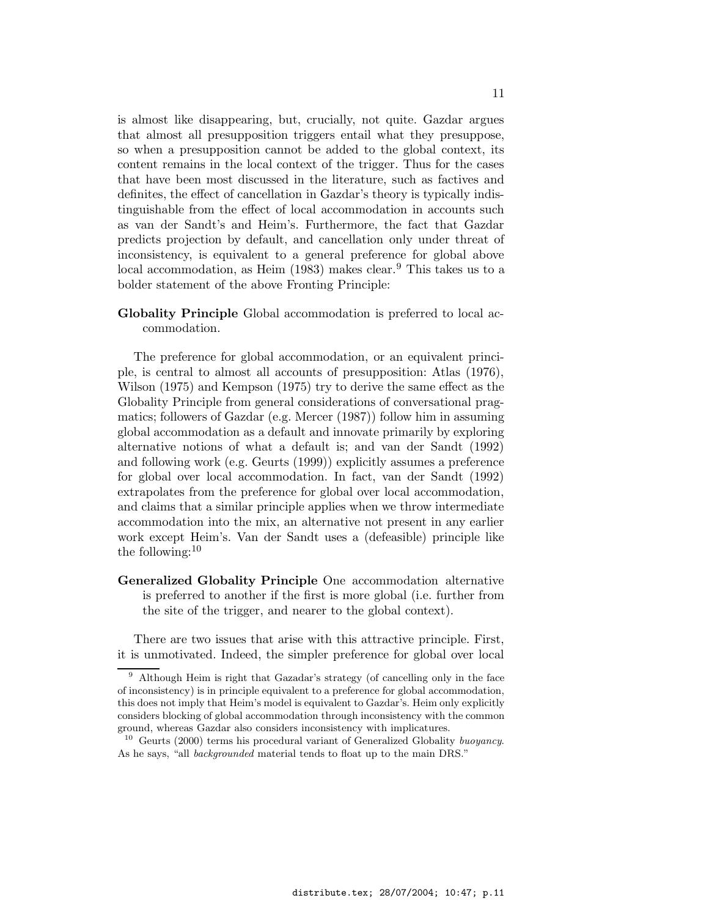is almost like disappearing, but, crucially, not quite. Gazdar argues that almost all presupposition triggers entail what they presuppose, so when a presupposition cannot be added to the global context, its content remains in the local context of the trigger. Thus for the cases that have been most discussed in the literature, such as factives and definites, the effect of cancellation in Gazdar's theory is typically indistinguishable from the effect of local accommodation in accounts such as van der Sandt's and Heim's. Furthermore, the fact that Gazdar predicts projection by default, and cancellation only under threat of inconsistency, is equivalent to a general preference for global above local accommodation, as Heim (1983) makes clear.[9] This takes us to a bolder statement of the above Fronting Principle:

**Globality Principle** Global accommodation is preferred to local accommodation.

The preference for global accommodation, or an equivalent principle, is central to almost all accounts of presupposition: Atlas (1976), Wilson (1975) and Kempson (1975) try to derive the same effect as the Globality Principle from general considerations of conversational pragmatics; followers of Gazdar (e.g. Mercer (1987)) follow him in assuming global accommodation as a default and innovate primarily by exploring alternative notions of what a default is; and van der Sandt (1992) and following work (e.g. Geurts (1999)) explicitly assumes a preference for global over local accommodation. In fact, van der Sandt (1992) extrapolates from the preference for global over local accommodation, and claims that a similar principle applies when we throw intermediate accommodation into the mix, an alternative not present in any earlier work except Heim's. Van der Sandt uses a (defeasible) principle like the following:[10]

**Generalized Globality Principle** One accommodation alternative is preferred to another if the first is more global (i.e. further from the site of the trigger, and nearer to the global context).

There are two issues that arise with this attractive principle. First, it is unmotivated. Indeed, the simpler preference for global over local

---

[9] Although Heim is right that Gazadar's strategy (of cancelling only in the face of inconsistency) is in principle equivalent to a preference for global accommodation, this does not imply that Heim's model is equivalent to Gazdar's. Heim only explicitly considers blocking of global accommodation through inconsistency with the common ground, whereas Gazdar also considers inconsistency with implicatures.

[10] Geurts (2000) terms his procedural variant of Generalized Globality *buoyancy*. As he says, "all *backgrounded* material tends to float up to the main DRS."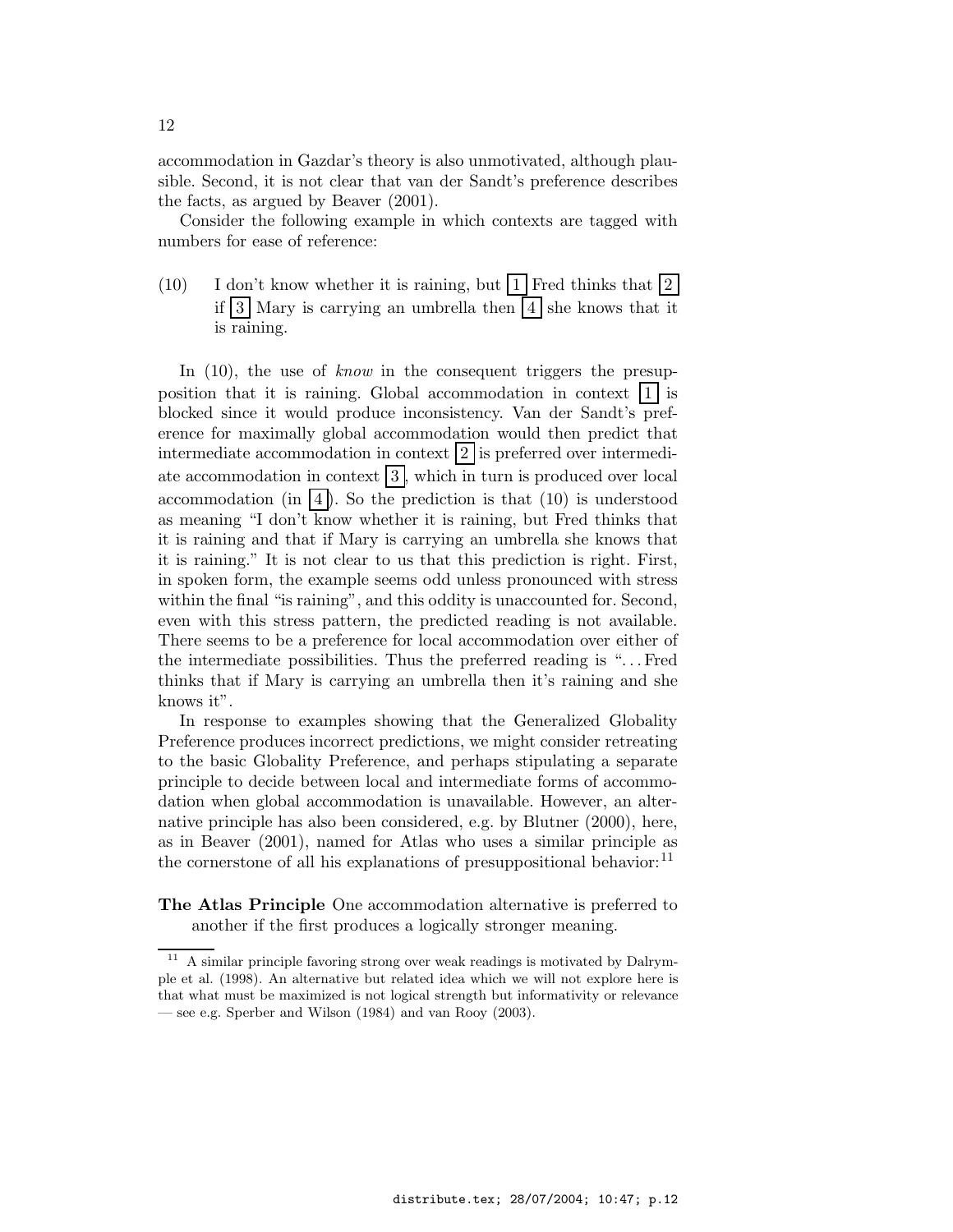accommodation in Gazdar's theory is also unmotivated, although plausible. Second, it is not clear that van der Sandt's preference describes the facts, as argued by Beaver (2001).

Consider the following example in which contexts are tagged with numbers for ease of reference:

(10) I don't know whether it is raining, but [1] Fred thinks that [2] if [3] Mary is carrying an umbrella then [4] she knows that it is raining.

In (10), the use of *know* in the consequent triggers the presupposition that it is raining. Global accommodation in context [1] is blocked since it would produce inconsistency. Van der Sandt's preference for maximally global accommodation would then predict that intermediate accommodation in context [2] is preferred over intermediate accommodation in context [3], which in turn is produced over local accommodation (in [4]). So the prediction is that (10) is understood as meaning "I don't know whether it is raining, but Fred thinks that it is raining and that if Mary is carrying an umbrella she knows that it is raining." It is not clear to us that this prediction is right. First, in spoken form, the example seems odd unless pronounced with stress within the final "is raining", and this oddity is unaccounted for. Second, even with this stress pattern, the predicted reading is not available. There seems to be a preference for local accommodation over either of the intermediate possibilities. Thus the preferred reading is "...Fred thinks that if Mary is carrying an umbrella then it's raining and she knows it".

In response to examples showing that the Generalized Globality Preference produces incorrect predictions, we might consider retreating to the basic Globality Preference, and perhaps stipulating a separate principle to decide between local and intermediate forms of accommodation when global accommodation is unavailable. However, an alternative principle has also been considered, e.g. by Blutner (2000), here, as in Beaver (2001), named for Atlas who uses a similar principle as the cornerstone of all his explanations of presuppositional behavior:[11]

**The Atlas Principle** One accommodation alternative is preferred to another if the first produces a logically stronger meaning.

[11] A similar principle favoring strong over weak readings is motivated by Dalrymple et al. (1998). An alternative but related idea which we will not explore here is that what must be maximized is not logical strength but informativity or relevance — see e.g. Sperber and Wilson (1984) and van Rooy (2003).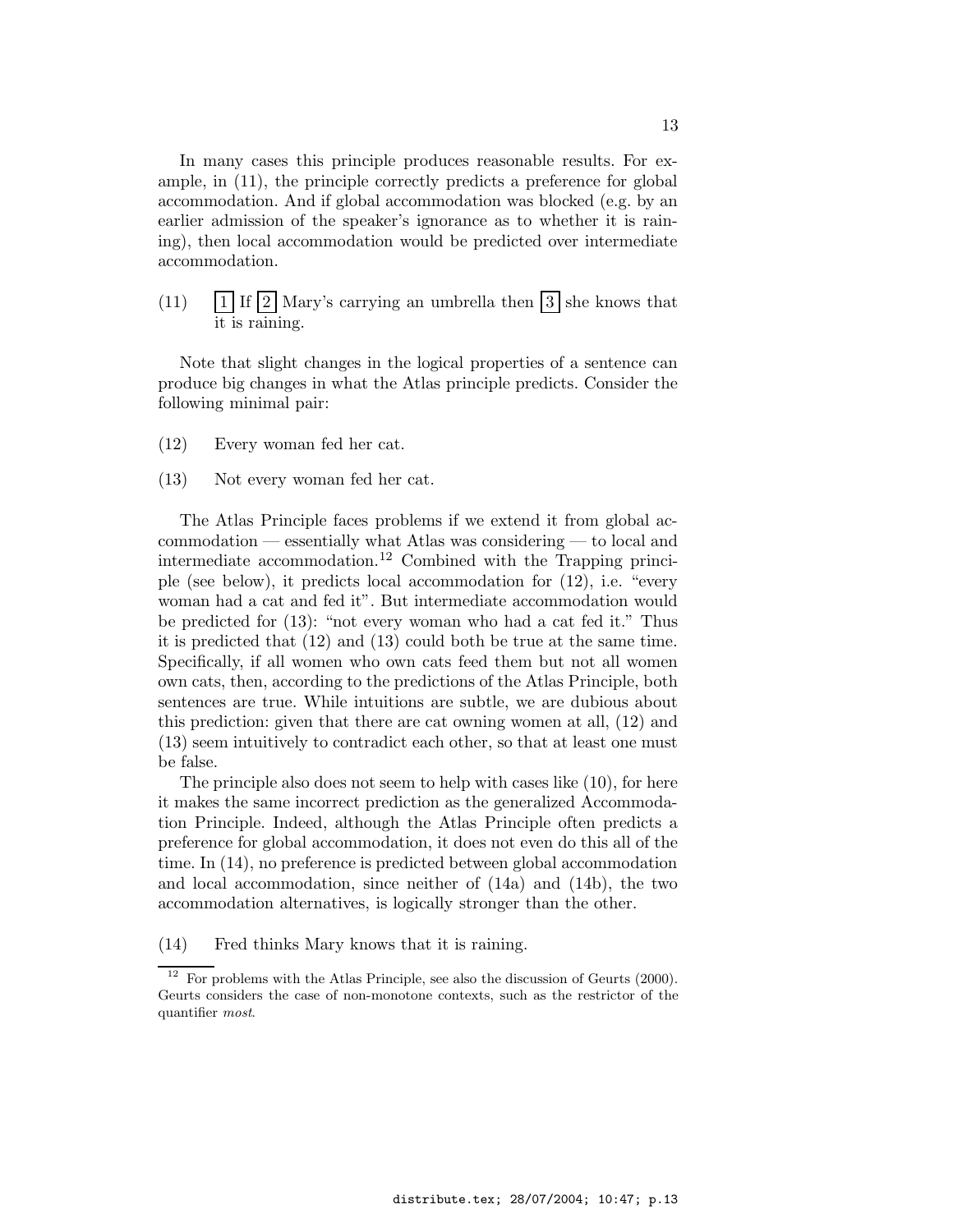In many cases this principle produces reasonable results. For example, in (11), the principle correctly predicts a preference for global accommodation. And if global accommodation was blocked (e.g. by an earlier admission of the speaker's ignorance as to whether it is raining), then local accommodation would be predicted over intermediate accommodation.

(11) [1] If [2] Mary's carrying an umbrella then [3] she knows that it is raining.

Note that slight changes in the logical properties of a sentence can produce big changes in what the Atlas principle predicts. Consider the following minimal pair:

(12) Every woman fed her cat.

(13) Not every woman fed her cat.

The Atlas Principle faces problems if we extend it from global accommodation — essentially what Atlas was considering — to local and intermediate accommodation.[12] Combined with the Trapping principle (see below), it predicts local accommodation for (12), i.e. "every woman had a cat and fed it". But intermediate accommodation would be predicted for (13): "not every woman who had a cat fed it." Thus it is predicted that (12) and (13) could both be true at the same time. Specifically, if all women who own cats feed them but not all women own cats, then, according to the predictions of the Atlas Principle, both sentences are true. While intuitions are subtle, we are dubious about this prediction: given that there are cat owning women at all, (12) and (13) seem intuitively to contradict each other, so that at least one must be false.

The principle also does not seem to help with cases like (10), for here it makes the same incorrect prediction as the generalized Accommodation Principle. Indeed, although the Atlas Principle often predicts a preference for global accommodation, it does not even do this all of the time. In (14), no preference is predicted between global accommodation and local accommodation, since neither of (14a) and (14b), the two accommodation alternatives, is logically stronger than the other.

(14) Fred thinks Mary knows that it is raining.

[12] For problems with the Atlas Principle, see also the discussion of Geurts (2000). Geurts considers the case of non-monotone contexts, such as the restrictor of the quantifier *most*.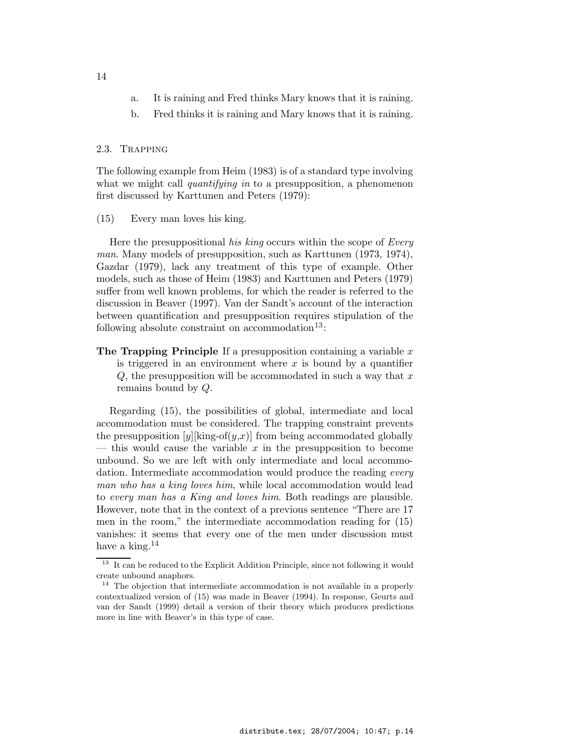a. It is raining and Fred thinks Mary knows that it is raining.

b. Fred thinks it is raining and Mary knows that it is raining.

## 2.3. Trapping

The following example from Heim (1983) is of a standard type involving what we might call *quantifying in* to a presupposition, a phenomenon first discussed by Karttunen and Peters (1979):

(15) Every man loves his king.

Here the presuppositional *his king* occurs within the scope of *Every man*. Many models of presupposition, such as Karttunen (1973, 1974), Gazdar (1979), lack any treatment of this type of example. Other models, such as those of Heim (1983) and Karttunen and Peters (1979) suffer from well known problems, for which the reader is referred to the discussion in Beaver (1997). Van der Sandt's account of the interaction between quantification and presupposition requires stipulation of the following absolute constraint on accommodation[13]:

**The Trapping Principle** If a presupposition containing a variable $x$ is triggered in an environment where $x$ is bound by a quantifier $Q$, the presupposition will be accommodated in such a way that $x$ remains bound by $Q$.

Regarding (15), the possibilities of global, intermediate and local accommodation must be considered. The trapping constraint prevents the presupposition $[y][\text{king-of}(y,x)]$ from accommodated globally — this would cause the variable $x$ in the presupposition to become unbound. So we are left with only intermediate and local accommodation. Intermediate accommodation would produce the reading *every man who has a king loves him*, while local accommodation would lead to *every man has a King and loves him*. Both readings are plausible. However, note that in the context of a previous sentence "There are 17 men in the room," the intermediate accommodation reading for (15) vanishes: it seems that every one of the men under discussion must have a king.[14]

---

[13] It can be reduced to the Explicit Addition Principle, since not following it would create unbound anaphors.

[14] The objection that intermediate accommodation is not available in a properly contextualized version of (15) was made in Beaver (1994). In response, Geurts and van der Sandt (1999) detail a version of their theory which produces predictions more in line with Beaver's in this type of case.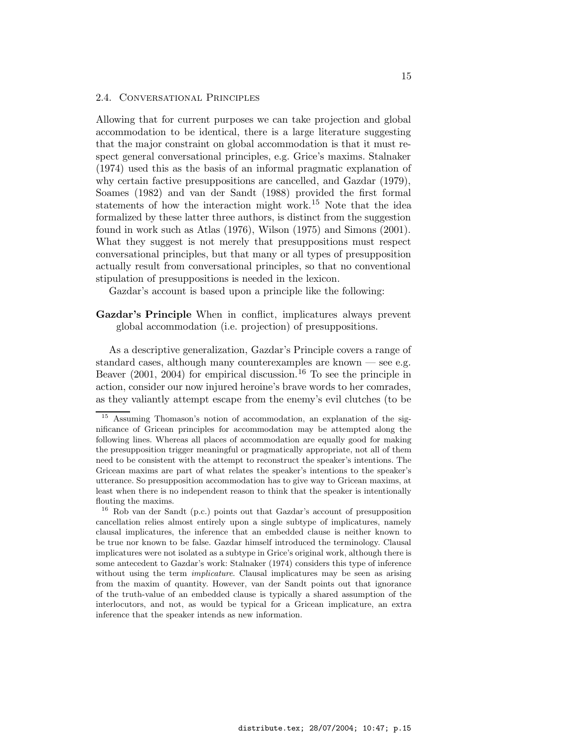## 2.4. Conversational Principles

Allowing that for current purposes we can take projection and global accommodation to be identical, there is a large literature suggesting that the major constraint on global accommodation is that it must respect general conversational principles, e.g. Grice's maxims. Stalnaker (1974) used this as the basis of an informal pragmatic explanation of why certain factive presuppositions are cancelled, and Gazdar (1979), Soames (1982) and van der Sandt (1988) provided the first formal statements of how the interaction might work.[15] Note that the idea formalized by these latter three authors, is distinct from the suggestion found in work such as Atlas (1976), Wilson (1975) and Simons (2001). What they suggest is not merely that presuppositions must respect conversational principles, but that many or all types of presupposition actually result from conversational principles, so that no conventional stipulation of presuppositions is needed in the lexicon.

Gazdar's account is based upon a principle like the following:

**Gazdar's Principle** When in conflict, implicatures always prevent global accommodation (i.e. projection) of presuppositions.

As a descriptive generalization, Gazdar's Principle covers a range of standard cases, although many counterexamples are known — see e.g. Beaver (2001, 2004) for empirical discussion.[16] To see the principle in action, consider our now injured heroine's brave words to her comrades, as they valiantly attempt escape from the enemy's evil clutches (to be

[15] Assuming Thomason's notion of accommodation, an explanation of the significance of Gricean principles for accommodation may be attempted along the following lines. Whereas all places of accommodation are equally good for making the presupposition trigger meaningful or pragmatically appropriate, not all of them need to be consistent with the attempt to reconstruct the speaker's intentions. The Gricean maxims are part of what relates the speaker's intentions to the speaker's utterance. So presupposition accommodation has to give way to Gricean maxims, at least when there is no independent reason to think that the speaker is intentionally flouting the maxims.

[16] Rob van der Sandt (p.c.) points out that Gazdar's account of presupposition cancellation relies almost entirely upon a single subtype of implicatures, namely clausal implicatures, the inference that an embedded clause is neither known to be true nor known to be false. Gazdar himself introduced the terminology. Clausal implicatures were not isolated as a subtype in Grice's original work, although there is some antecedent to Gazdar's work: Stalnaker (1974) considers this type of inference without using the term *implicature*. Clausal implicatures may be seen as arising from the maxim of quantity. However, van der Sandt points out that ignorance of the truth-value of an embedded clause is typically a shared assumption of the interlocutors, and not, as would be typical for a Gricean implicature, an extra inference that the speaker intends as new information.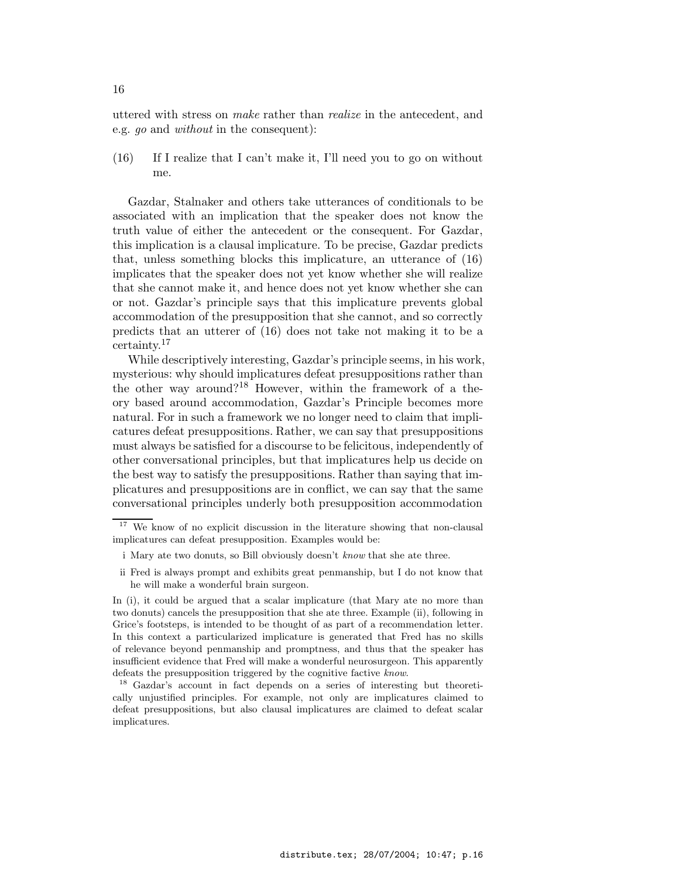uttered with stress on *make* rather than *realize* in the antecedent, and e.g. *go* and *without* in the consequent):

(16) If I realize that I can't make it, I'll need you to go on without me.

Gazdar, Stalnaker and others take utterances of conditionals to be associated with an implication that the speaker does not know the truth value of either the antecedent or the consequent. For Gazdar, this implication is a clausal implicature. To be precise, Gazdar predicts that, unless something blocks this implicature, an utterance of (16) implicates that the speaker does not yet know whether she will realize that she cannot make it, and hence does not yet know whether she can or not. Gazdar's principle says that this implicature prevents global accommodation of the presupposition that she cannot, and so correctly predicts that an utterer of (16) does not take not making it to be a certainty.[17]

While descriptively interesting, Gazdar's principle seems, in his work, mysterious: why should implicatures defeat presuppositions rather than the other way around?[18] However, within the framework of a theory based around accommodation, Gazdar's Principle becomes more natural. For in such a framework we no longer need to claim that implicatures defeat presuppositions. Rather, we can say that presuppositions must always be satisfied for a discourse to be felicitous, independently of other conversational principles, but that implicatures help us decide on the best way to satisfy the presuppositions. Rather than saying that implicatures and presuppositions are in conflict, we can say that the same conversational principles underly both presupposition accommodation

---

[17] We know of no explicit discussion in the literature showing that non-clausal implicatures can defeat presupposition. Examples would be:

i Mary ate two donuts, so Bill obviously doesn't *know* that she ate three.

ii Fred is always prompt and exhibits great penmanship, but I do not know that he will make a wonderful brain surgeon.

In (i), it could be argued that a scalar implicature (that Mary ate no more than two donuts) cancels the presupposition that she ate three. Example (ii), following in Grice's footsteps, is intended to be thought of as part of a recommendation letter. In this context a particularized implicature is generated that Fred has no skills of relevance beyond penmanship and promptness, and thus that the speaker has insufficient evidence that Fred will make a wonderful neurosurgeon. This apparently defeats the presupposition triggered by the cognitive factive *know*.

[18] Gazdar's account in fact depends on a series of interesting but theoretically unjustified principles. For example, not only are implicatures claimed to defeat presuppositions, but also clausal implicatures are claimed to defeat scalar implicatures.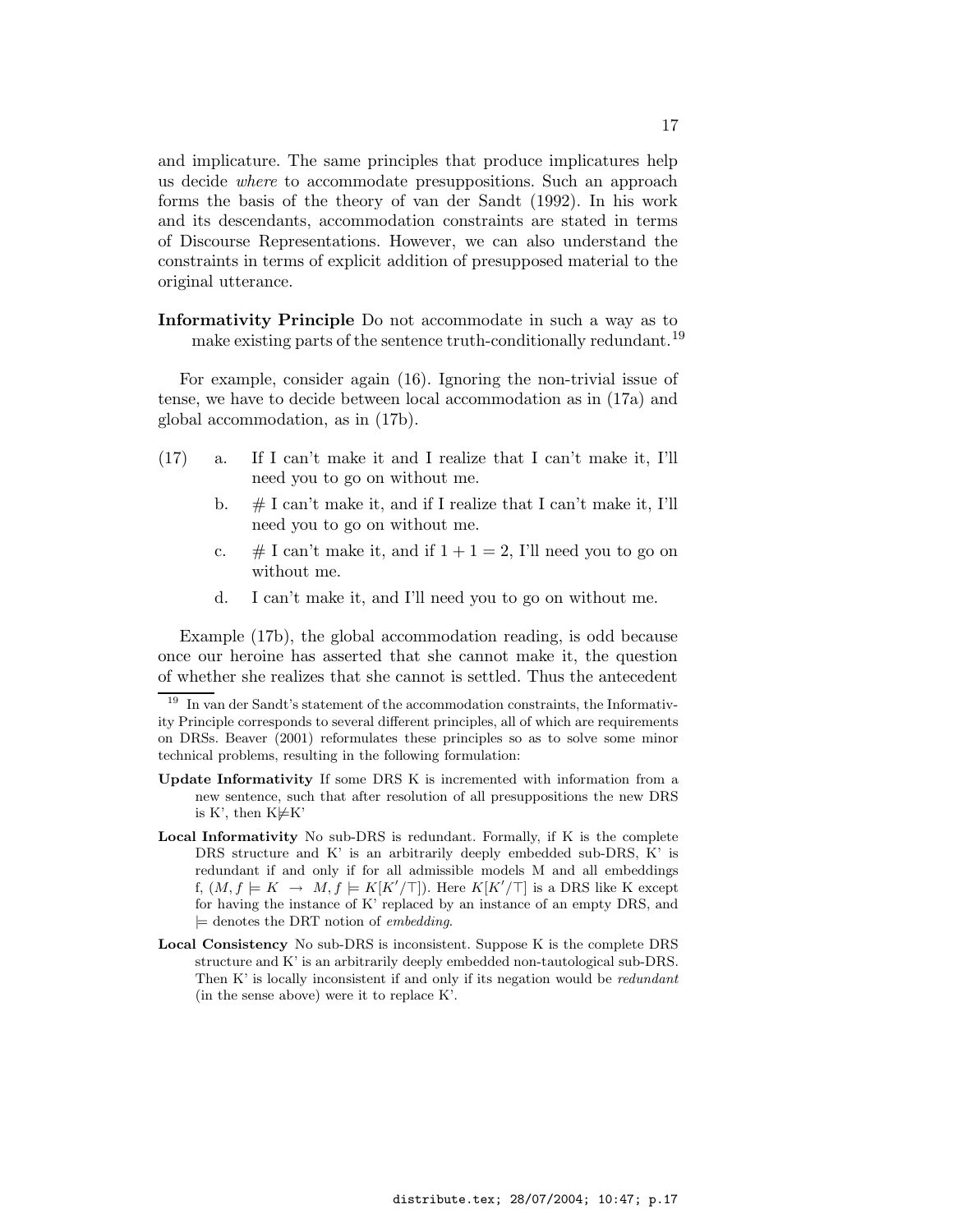and implicature. The same principles that produce implicatures help us decide *where* to accommodate presuppositions. Such an approach forms the basis of the theory of van der Sandt (1992). In his work and its descendants, accommodation constraints are stated in terms of Discourse Representations. However, we can also understand the constraints in terms of explicit addition of presupposed material to the original utterance.

**Informativity Principle** Do not accommodate in such a way as to make existing parts of the sentence truth-conditionally redundant.[19]

For example, consider again (16). Ignoring the non-trivial issue of tense, we have to decide between local accommodation as in (17a) and global accommodation, as in (17b).

(17)
- a. If I can't make it and I realize that I can't make it, I'll need you to go on without me.
- b. # I can't make it, and if I realize that I can't make it, I'll need you to go on without me.
- c. # I can't make it, and if $1 + 1 = 2$, I'll need you to go on without me.
- d. I can't make it, and I'll need you to go on without me.

Example (17b), the global accommodation reading, is odd because once our heroine has asserted that she cannot make it, the question of whether she realizes that she cannot is settled. Thus the antecedent

---

[19] In van der Sandt's statement of the accommodation constraints, the Informativity Principle corresponds to several different principles, all of which are requirements on DRSs. Beaver (2001) reformulates these principles so as to solve some minor technical problems, resulting in the following formulation:

**Update Informativity** If some DRS K is incremented with information from a new sentence, such that after resolution of all presuppositions the new DRS is K', then $K \not\models K'$

**Local Informativity** No sub-DRS is redundant. Formally, if K is the complete DRS structure and K' is an arbitrarily deeply embedded sub-DRS, K' is redundant if and only if for all admissible models M and all embeddings f, $(M, f \models K \rightarrow M, f \models K[K'/\top])$. Here $K[K'/\top]$ is a DRS like K except for having the instance of K' replaced by an instance of an empty DRS, and $\models$ denotes the DRT notion of *embedding*.

**Local Consistency** No sub-DRS is inconsistent. Suppose K is the complete DRS structure and K' is an arbitrarily deeply embedded non-tautological sub-DRS. Then K' is locally inconsistent if and only if its negation would be *redundant* (in the sense above) were it to replace K'.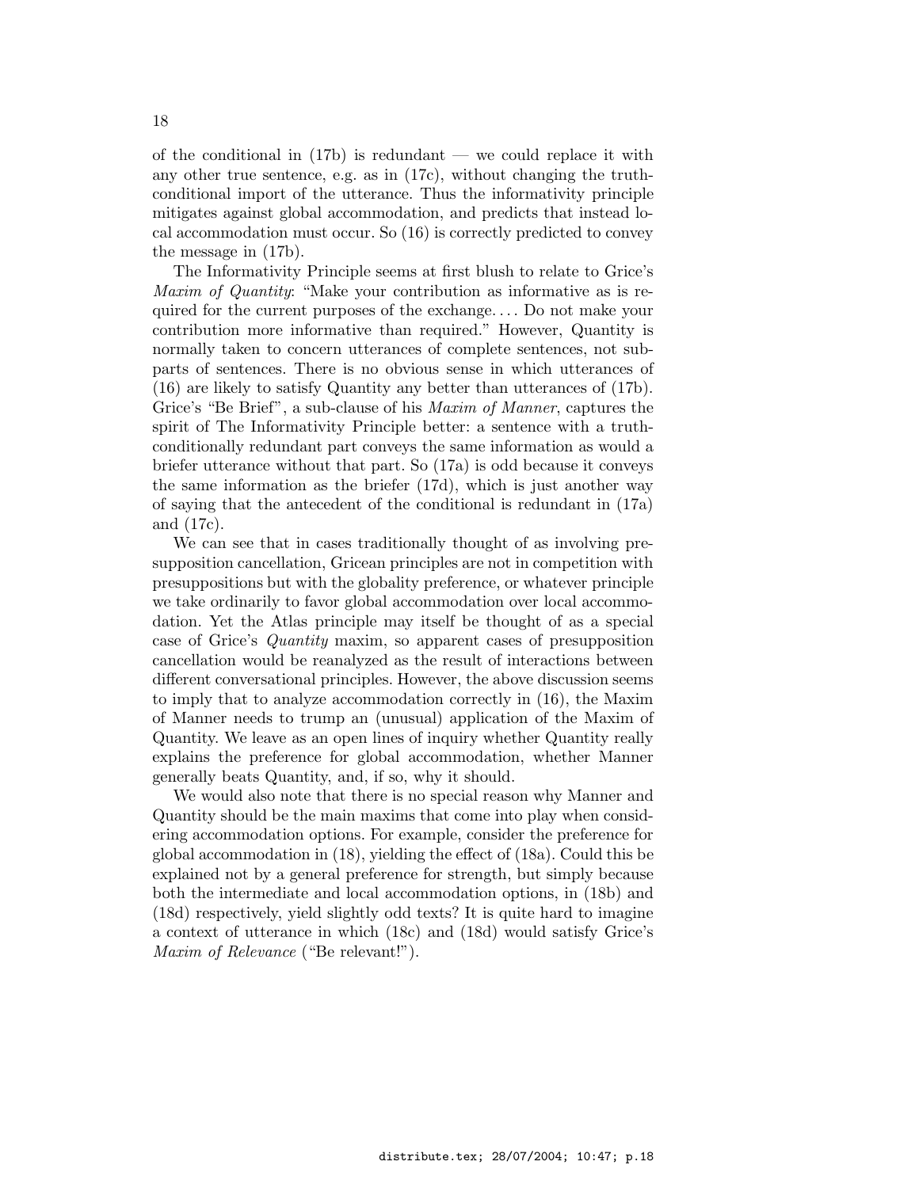of the conditional in (17b) is redundant — we could replace it with any other true sentence, e.g. as in (17c), without changing the truth-conditional import of the utterance. Thus the informativity principle mitigates against global accommodation, and predicts that instead local accommodation must occur. So (16) is correctly predicted to convey the message in (17b).

The Informativity Principle seems at first blush to relate to Grice's *Maxim of Quantity*: "Make your contribution as informative as is required for the current purposes of the exchange. . . . Do not make your contribution more informative than required." However, Quantity is normally taken to concern utterances of complete sentences, not subparts of sentences. There is no obvious sense in which utterances of (16) are likely to satisfy Quantity any better than utterances of (17b). Grice's "Be Brief", a sub-clause of his *Maxim of Manner*, captures the spirit of The Informativity Principle better: a sentence with a truth-conditionally redundant part conveys the same information as would a briefer utterance without that part. So (17a) is odd because it conveys the same information as the briefer (17d), which is just another way of saying that the antecedent of the conditional is redundant in (17a) and (17c).

We can see that in cases traditionally thought of as involving presupposition cancellation, Gricean principles are not in competition with presuppositions but with the globality preference, or whatever principle we take ordinarily to favor global accommodation over local accommodation. Yet the Atlas principle may itself be thought of as a special case of Grice's *Quantity* maxim, so apparent cases of presupposition cancellation would be reanalyzed as the result of interactions between different conversational principles. However, the above discussion seems to imply that to analyze accommodation correctly in (16), the Maxim of Manner needs to trump an (unusual) application of the Maxim of Quantity. We leave as an open lines of inquiry whether Quantity really explains the preference for global accommodation, whether Manner generally beats Quantity, and, if so, why it should.

We would also note that there is no special reason why Manner and Quantity should be the main maxims that come into play when considering accommodation options. For example, consider the preference for global accommodation in (18), yielding the effect of (18a). Could this be explained not by a general preference for strength, but simply because both the intermediate and local accommodation options, in (18b) and (18d) respectively, yield slightly odd texts? It is quite hard to imagine a context of utterance in which (18c) and (18d) would satisfy Grice's *Maxim of Relevance* ("Be relevant!").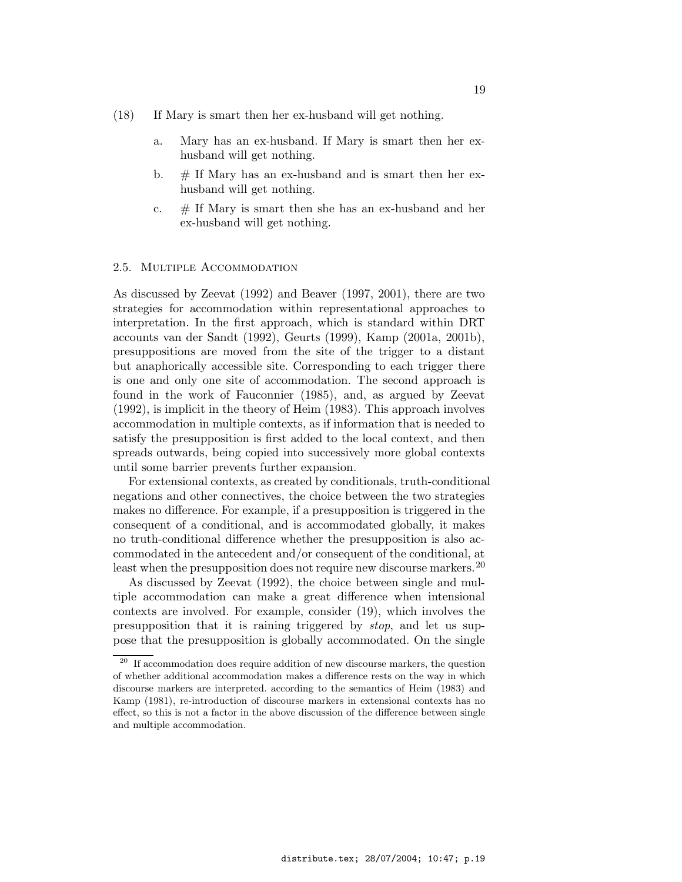(18) If Mary is smart then her ex-husband will get nothing.

a. Mary has an ex-husband. If Mary is smart then her ex-husband will get nothing.

b. # If Mary has an ex-husband and is smart then her ex-husband will get nothing.

c. # If Mary is smart then she has an ex-husband and her ex-husband will get nothing.

### 2.5. Multiple Accommodation

As discussed by Zeevat (1992) and Beaver (1997, 2001), there are two strategies for accommodation within representational approaches to interpretation. In the first approach, which is standard within DRT accounts van der Sandt (1992), Geurts (1999), Kamp (2001a, 2001b), presuppositions are moved from the site of the trigger to a distant but anaphorically accessible site. Corresponding to each trigger there is one and only one site of accommodation. The second approach is found in the work of Fauconnier (1985), and, as argued by Zeevat (1992), is implicit in the theory of Heim (1983). This approach involves accommodation in multiple contexts, as if information that is needed to satisfy the presupposition is first added to the local context, and then spreads outwards, being copied into successively more global contexts until some barrier prevents further expansion.

For extensional contexts, as created by conditionals, truth-conditional negations and other connectives, the choice between the two strategies makes no difference. For example, if a presupposition is triggered in the consequent of a conditional, and is accommodated globally, it makes no truth-conditional difference whether the presupposition is also accommodated in the antecedent and/or consequent of the conditional, at least when the presupposition does not require new discourse markers.[20]

As discussed by Zeevat (1992), the choice between single and multiple accommodation can make a great difference when intensional contexts are involved. For example, consider (19), which involves the presupposition that it is raining triggered by *stop*, and let us suppose that the presupposition is globally accommodated. On the single

---

[20] If accommodation does require addition of new discourse markers, the question of whether additional accommodation makes a difference rests on the way in which discourse markers are interpreted. according to the semantics of Heim (1983) and Kamp (1981), re-introduction of discourse markers in extensional contexts has no effect, so this is not a factor in the above discussion of the difference between single and multiple accommodation.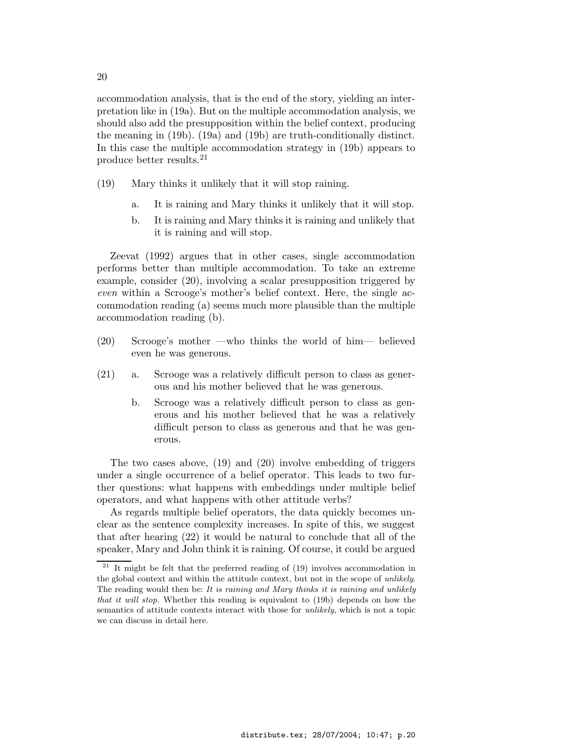accommodation analysis, that is the end of the story, yielding an interpretation like in (19a). But on the multiple accommodation analysis, we should also add the presupposition within the belief context, producing the meaning in (19b). (19a) and (19b) are truth-conditionally distinct. In this case the multiple accommodation strategy in (19b) appears to produce better results.[21]

(19) Mary thinks it unlikely that it will stop raining.

  a. It is raining and Mary thinks it unlikely that it will stop.

  b. It is raining and Mary thinks it is raining and unlikely that it is raining and will stop.

Zeevat (1992) argues that in other cases, single accommodation performs better than multiple accommodation. To take an extreme example, consider (20), involving a scalar presupposition triggered by *even* within a Scrooge's mother's belief context. Here, the single accommodation reading (a) seems much more plausible than the multiple accommodation reading (b).

(20) Scrooge's mother —who thinks the world of him— believed even he was generous.

(21) a. Scrooge was a relatively difficult person to class as generous and his mother believed that he was generous.

  b. Scrooge was a relatively difficult person to class as generous and his mother believed that he was a relatively difficult person to class as generous and that he was generous.

The two cases above, (19) and (20) involve embedding of triggers under a single occurrence of a belief operator. This leads to two further questions: what happens with embeddings under multiple belief operators, and what happens with other attitude verbs?

As regards multiple belief operators, the data quickly becomes unclear as the sentence complexity increases. In spite of this, we suggest that after hearing (22) it would be natural to conclude that all of the speaker, Mary and John think it is raining. Of course, it could be argued

[21] It might be felt that the preferred reading of (19) involves accommodation in the global context and within the attitude context, but not in the scope of *unlikely*. The reading would then be: *It is raining and Mary thinks it is raining and unlikely that it will stop.* Whether this reading is equivalent to (19b) depends on how the semantics of attitude contexts interact with those for *unlikely*, which is not a topic we can discuss in detail here.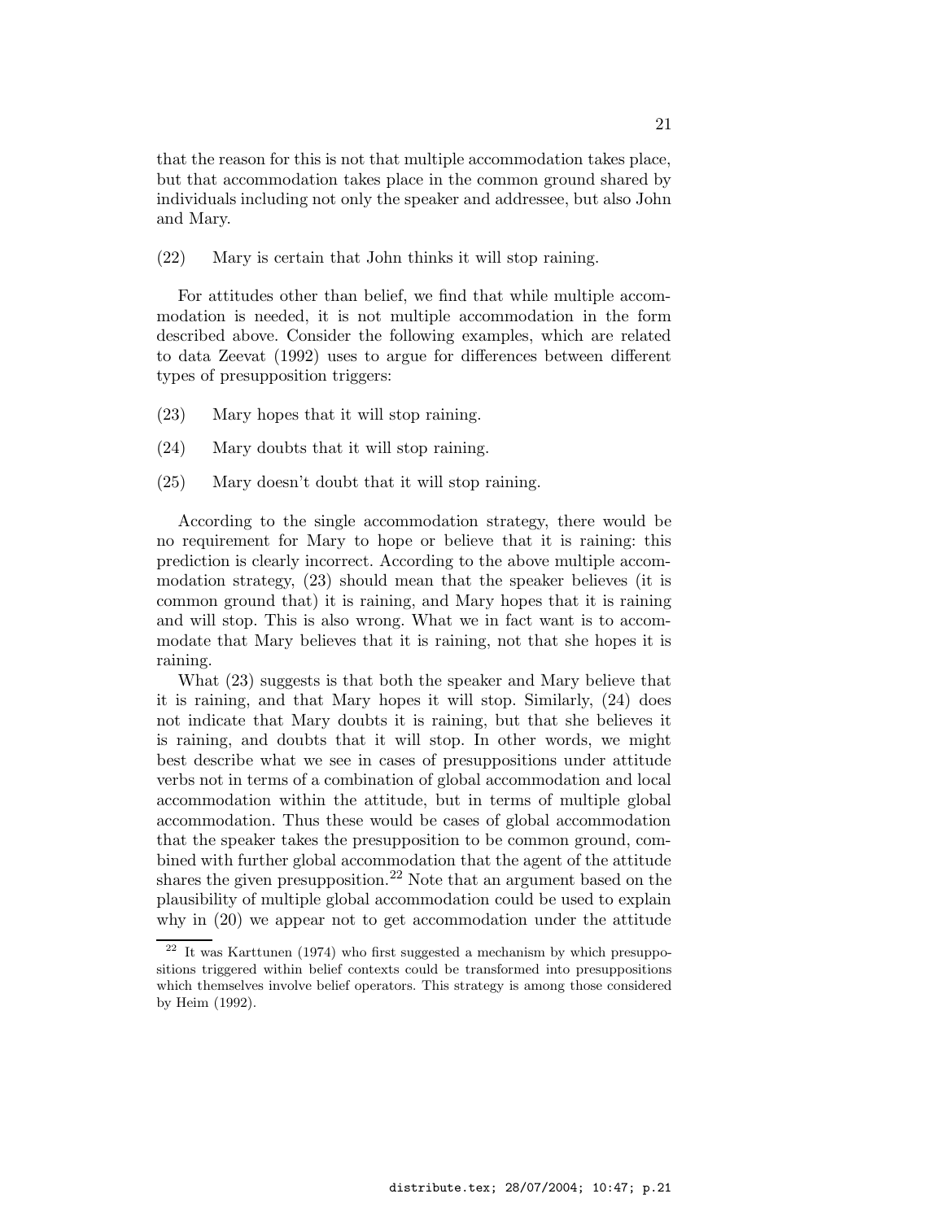that the reason for this is not that multiple accommodation takes place, but that accommodation takes place in the common ground shared by individuals including not only the speaker and addressee, but also John and Mary.

(22) Mary is certain that John thinks it will stop raining.

For attitudes other than belief, we find that while multiple accommodation is needed, it is not multiple accommodation in the form described above. Consider the following examples, which are related to data Zeevat (1992) uses to argue for differences between different types of presupposition triggers:

(23) Mary hopes that it will stop raining.

(24) Mary doubts that it will stop raining.

(25) Mary doesn't doubt that it will stop raining.

According to the single accommodation strategy, there would be no requirement for Mary to hope or believe that it is raining: this prediction is clearly incorrect. According to the above multiple accommodation strategy, (23) should mean that the speaker believes (it is common ground that) it is raining, and Mary hopes that it is raining and will stop. This is also wrong. What we in fact want is to accommodate that Mary believes that it is raining, not that she hopes it is raining.

What (23) suggests is that both the speaker and Mary believe that it is raining, and that Mary hopes it will stop. Similarly, (24) does not indicate that Mary doubts it is raining, but that she believes it is raining, and doubts that it will stop. In other words, we might best describe what we see in cases of presuppositions under attitude verbs not in terms of a combination of global accommodation and local accommodation within the attitude, but in terms of multiple global accommodation. Thus these would be cases of global accommodation that the speaker takes the presupposition to be common ground, combined with further global accommodation that the agent of the attitude shares the given presupposition.[22] Note that an argument based on the plausibility of multiple global accommodation could be used to explain why in (20) we appear not to get accommodation under the attitude

[22] It was Karttunen (1974) who first suggested a mechanism by which presuppositions triggered within belief contexts could be transformed into presuppositions which themselves involve belief operators. This strategy is among those considered by Heim (1992).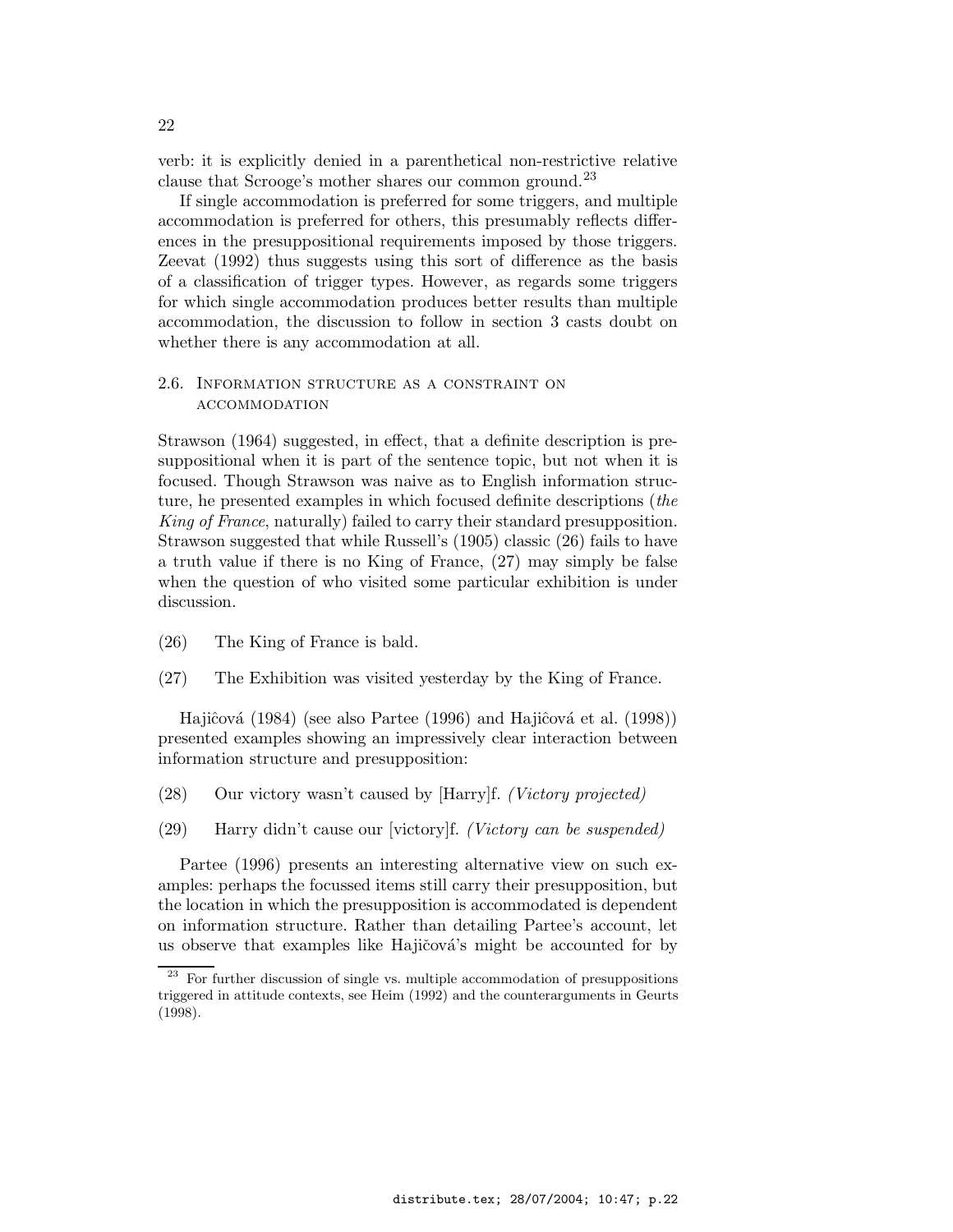verb: it is explicitly denied in a parenthetical non-restrictive relative clause that Scrooge's mother shares our common ground.[23]

If single accommodation is preferred for some triggers, and multiple accommodation is preferred for others, this presumably reflects differences in the presuppositional requirements imposed by those triggers. Zeevat (1992) thus suggests using this sort of difference as the basis of a classification of trigger types. However, as regards some triggers for which single accommodation produces better results than multiple accommodation, the discussion to follow in section 3 casts doubt on whether there is any accommodation at all.

### 2.6. Information structure as a constraint on accommodation

Strawson (1964) suggested, in effect, that a definite description is presuppositional when it is part of the sentence topic, but not when it is focused. Though Strawson was naive as to English information structure, he presented examples in which focused definite descriptions (*the King of France*, naturally) failed to carry their standard presupposition. Strawson suggested that while Russell's (1905) classic (26) fails to have a truth value if there is no King of France, (27) may simply be false when the question of who visited some particular exhibition is under discussion.

(26) The King of France is bald.

(27) The Exhibition was visited yesterday by the King of France.

Hajiĉová (1984) (see also Partee (1996) and Hajiĉová et al. (1998)) presented examples showing an impressively clear interaction between information structure and presupposition:

(28) Our victory wasn't caused by [Harry]f. *(Victory projected)*

(29) Harry didn't cause our [victory]f. *(Victory can be suspended)*

Partee (1996) presents an interesting alternative view on such examples: perhaps the focussed items still carry their presupposition, but the location in which the presupposition is accommodated is dependent on information structure. Rather than detailing Partee's account, let us observe that examples like Hajičová's might be accounted for by

[23] For further discussion of single vs. multiple accommodation of presuppositions triggered in attitude contexts, see Heim (1992) and the counterarguments in Geurts (1998).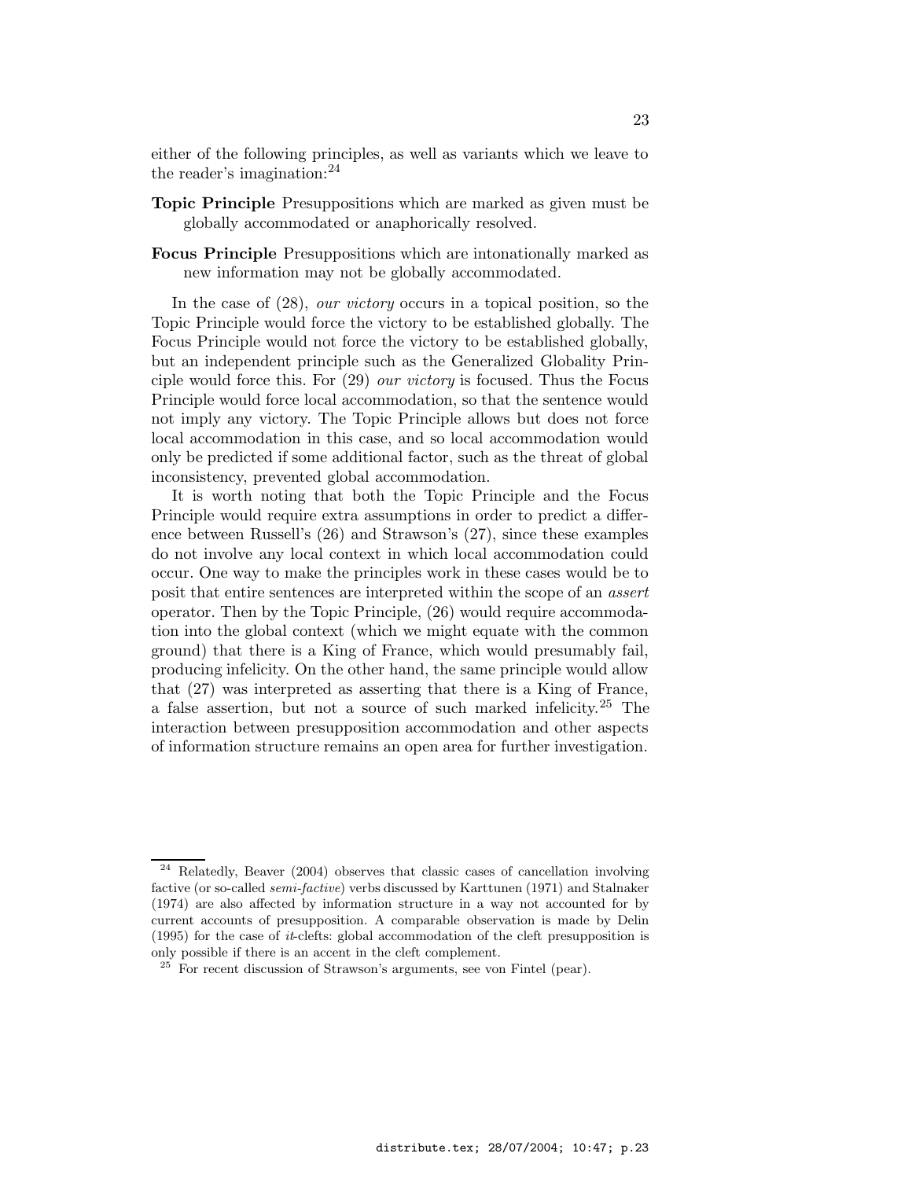either of the following principles, as well as variants which we leave to the reader's imagination:[24]

**Topic Principle** Presuppositions which are marked as given must be globally accommodated or anaphorically resolved.

**Focus Principle** Presuppositions which are intonationally marked as new information may not be globally accommodated.

In the case of (28), *our victory* occurs in a topical position, so the Topic Principle would force the victory to be established globally. The Focus Principle would not force the victory to be established globally, but an independent principle such as the Generalized Globality Principle would force this. For (29) *our victory* is focused. Thus the Focus Principle would force local accommodation, so that the sentence would not imply any victory. The Topic Principle allows but does not force local accommodation in this case, and so local accommodation would only be predicted if some additional factor, such as the threat of global inconsistency, prevented global accommodation.

It is worth noting that both the Topic Principle and the Focus Principle would require extra assumptions in order to predict a difference between Russell's (26) and Strawson's (27), since these examples do not involve any local context in which local accommodation could occur. One way to make the principles work in these cases would be to posit that entire sentences are interpreted within the scope of an *assert* operator. Then by the Topic Principle, (26) would require accommodation into the global context (which we might equate with the common ground) that there is a King of France, which would presumably fail, producing infelicity. On the other hand, the same principle would allow that (27) was interpreted as asserting that there is a King of France, a false assertion, but not a source of such marked infelicity.[25] The interaction between presupposition accommodation and other aspects of information structure remains an open area for further investigation.

---

[24] Relatedly, Beaver (2004) observes that classic cases of cancellation involving factive (or so-called *semi-factive*) verbs discussed by Karttunen (1971) and Stalnaker (1974) are also affected by information structure in a way not accounted for by current accounts of presupposition. A comparable observation is made by Delin (1995) for the case of *it*-clefts: global accommodation of the cleft presupposition is only possible if there is an accent in the cleft complement.

[25] For recent discussion of Strawson's arguments, see von Fintel (pear).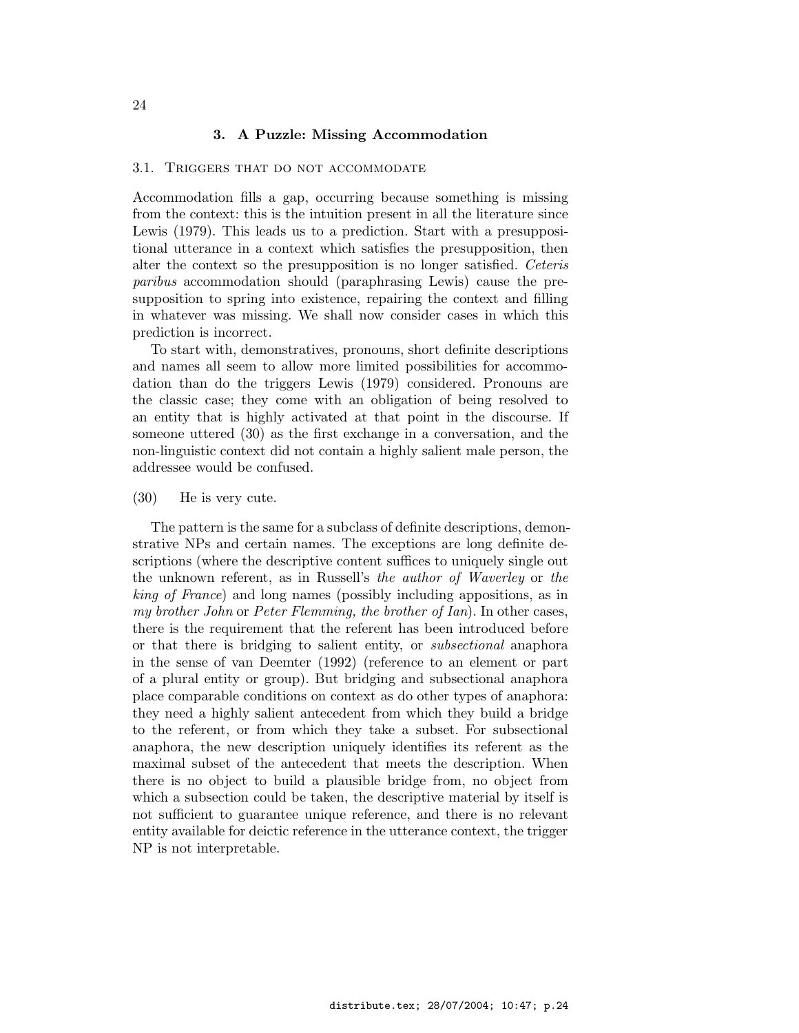## 3. A Puzzle: Missing Accommodation

### 3.1. Triggers that do not accommodate

Accommodation fills a gap, occurring because something is missing from the context: this is the intuition present in all the literature since Lewis (1979). This leads us to a prediction. Start with a presuppositional utterance in a context which satisfies the presupposition, then alter the context so the presupposition is no longer satisfied. *Ceteris paribus* accommodation should (paraphrasing Lewis) cause the presupposition to spring into existence, repairing the context and filling in whatever was missing. We shall now consider cases in which this prediction is incorrect.

To start with, demonstratives, pronouns, short definite descriptions and names all seem to allow more limited possibilities for accommodation than do the triggers Lewis (1979) considered. Pronouns are the classic case; they come with an obligation of being resolved to an entity that is highly activated at that point in the discourse. If someone uttered (30) as the first exchange in a conversation, and the non-linguistic context did not contain a highly salient male person, the addressee would be confused.

(30) He is very cute.

The pattern is the same for a subclass of definite descriptions, demonstrative NPs and certain names. The exceptions are long definite descriptions (where the descriptive content suffices to uniquely single out the unknown referent, as in Russell's *the author of Waverley* or *the king of France*) and long names (possibly including appositions, as in *my brother John* or *Peter Flemming, the brother of Ian*). In other cases, there is the requirement that the referent has been introduced before or that there is bridging to salient entity, or *subsectional* anaphora in the sense of van Deemter (1992) (reference to an element or part of a plural entity or group). But bridging and subsectional anaphora place comparable conditions on context as do other types of anaphora: they need a highly salient antecedent from which they build a bridge to the referent, or from which they take a subset. For subsectional anaphora, the new description uniquely identifies its referent as the maximal subset of the antecedent that meets the description. When there is no object to build a plausible bridge from, no object from which a subsection could be taken, the descriptive material by itself is not sufficient to guarantee unique reference, and there is no relevant entity available for deictic reference in the utterance context, the trigger NP is not interpretable.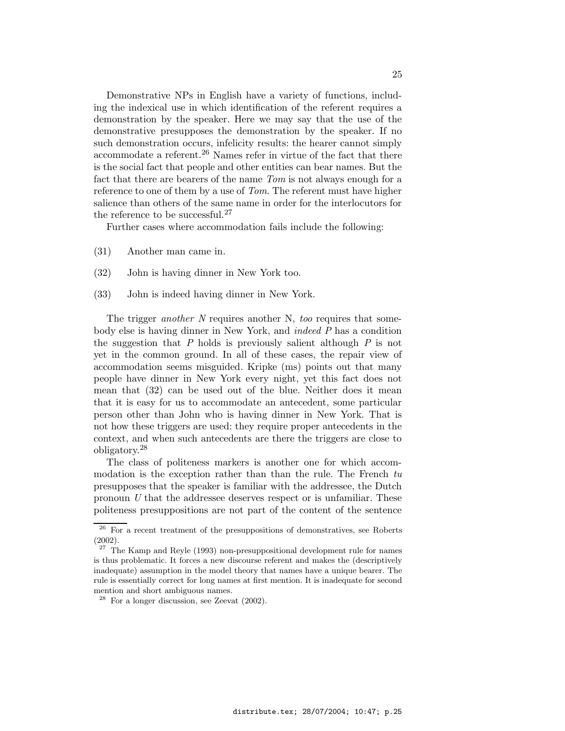Demonstrative NPs in English have a variety of functions, including the indexical use in which identification of the referent requires a demonstration by the speaker. Here we may say that the use of the demonstrative presupposes the demonstration by the speaker. If no such demonstration occurs, infelicity results: the hearer cannot simply accommodate a referent.[26] Names refer in virtue of the fact that there is the social fact that people and other entities can bear names. But the fact that there are bearers of the name *Tom* is not always enough for a reference to one of them by a use of *Tom*. The referent must have higher salience than others of the same name in order for the interlocutors for the reference to be successful.[27]

Further cases where accommodation fails include the following:

(31) Another man came in.

(32) John is having dinner in New York too.

(33) John is indeed having dinner in New York.

The trigger *another N* requires another N, *too* requires that somebody else is having dinner in New York, and *indeed P* has a condition the suggestion that $P$ holds is previously salient although $P$ is not yet in the common ground. In all of these cases, the repair view of accommodation seems misguided. Kripke (ms) points out that many people have dinner in New York every night, yet this fact does not mean that (32) can be used out of the blue. Neither does it mean that it is easy for us to accommodate an antecedent, some particular person other than John who is having dinner in New York. That is not how these triggers are used: they require proper antecedents in the context, and when such antecedents are there the triggers are close to obligatory.[28]

The class of politeness markers is another one for which accommodation is the exception rather than than the rule. The French *tu* presupposes that the speaker is familiar with the addressee, the Dutch pronoun $U$ that the addressee deserves respect or is unfamiliar. These politeness presuppositions are not part of the content of the sentence

---

[26] For a recent treatment of the presuppositions of demonstratives, see Roberts (2002).

[27] The Kamp and Reyle (1993) non-presuppositional development rule for names is thus problematic. It forces a new discourse referent and makes the (descriptively inadequate) assumption in the model theory that names have a unique bearer. The rule is essentially correct for long names at first mention. It is inadequate for second mention and short ambiguous names.

[28] For a longer discussion, see Zeevat (2002).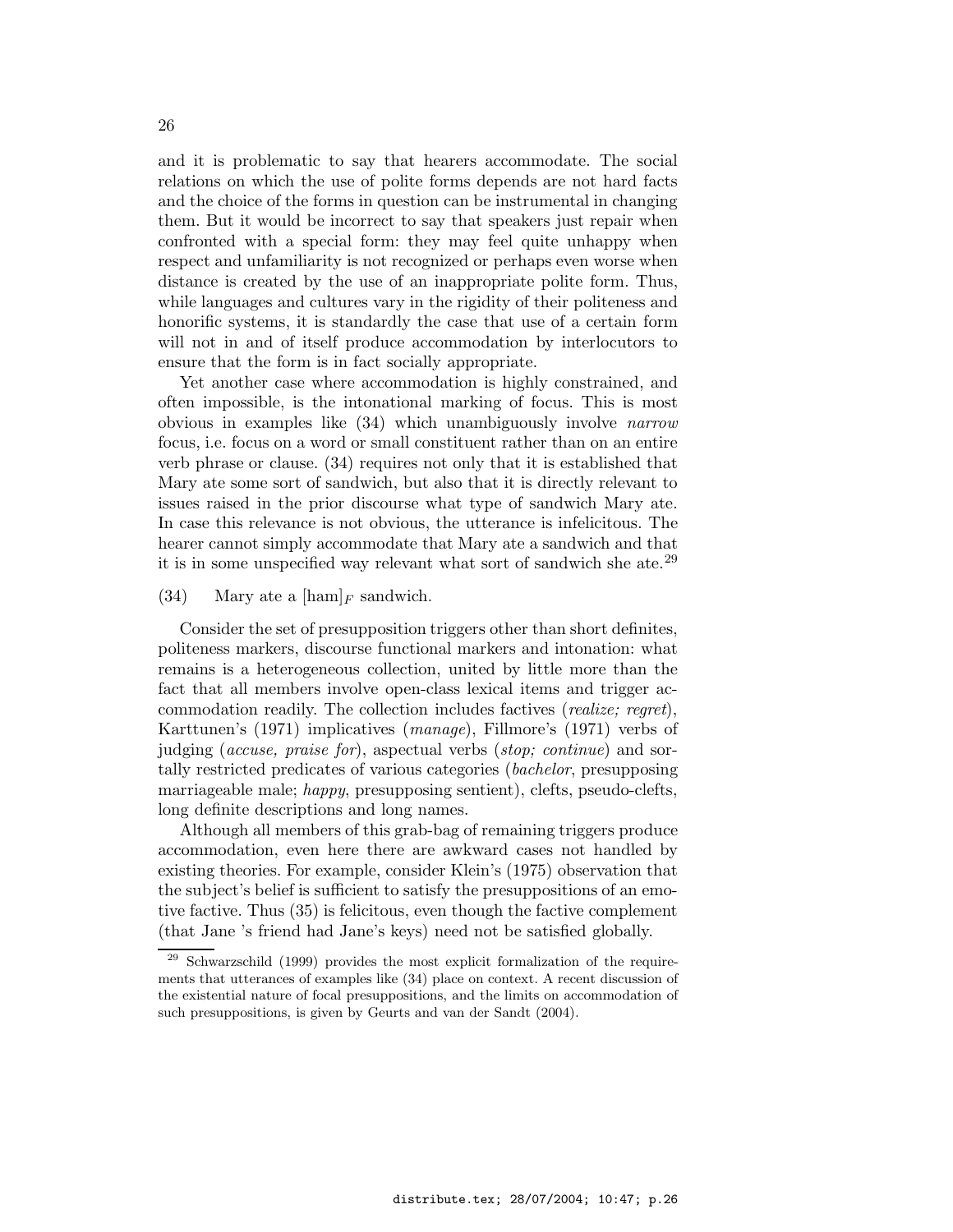and it is problematic to say that hearers accommodate. The social relations on which the use of polite forms depends are not hard facts and the choice of the forms in question can be instrumental in changing them. But it would be incorrect to say that speakers just repair when confronted with a special form: they may feel quite unhappy when respect and unfamiliarity is not recognized or perhaps even worse when distance is created by the use of an inappropriate polite form. Thus, while languages and cultures vary in the rigidity of their politeness and honorific systems, it is standardly the case that use of a certain form will not in and of itself produce accommodation by interlocutors to ensure that the form is in fact socially appropriate.

Yet another case where accommodation is highly constrained, and often impossible, is the intonational marking of focus. This is most obvious in examples like (34) which unambiguously involve *narrow* focus, i.e. focus on a word or small constituent rather than on an entire verb phrase or clause. (34) requires not only that it is established that Mary ate some sort of sandwich, but also that it is directly relevant to issues raised in the prior discourse what type of sandwich Mary ate. In case this relevance is not obvious, the utterance is infelicitous. The hearer cannot simply accommodate that Mary ate a sandwich and that it is in some unspecified way relevant what sort of sandwich she ate.[29]

(34) Mary ate a $[\text{ham}]_F$ sandwich.

Consider the set of presupposition triggers other than short definites, politeness markers, discourse functional markers and intonation: what remains is a heterogeneous collection, united by little more than the fact that all members involve open-class lexical items and trigger accommodation readily. The collection includes factives (*realize; regret*), Karttunen's (1971) implicatives (*manage*), Fillmore's (1971) verbs of judging (*accuse, praise for*), aspectual verbs (*stop; continue*) and sortally restricted predicates of various categories (*bachelor*, presupposing marriageable male; *happy*, presupposing sentient), clefts, pseudo-clefts, long definite descriptions and long names.

Although all members of this grab-bag of remaining triggers produce accommodation, even here there are awkward cases not handled by existing theories. For example, consider Klein's (1975) observation that the subject's belief is sufficient to satisfy the presuppositions of an emotive factive. Thus (35) is felicitous, even though the factive complement (that Jane 's friend had Jane's keys) need not be satisfied globally.

---

[29] Schwarzschild (1999) provides the most explicit formalization of the requirements that utterances of examples like (34) place on context. A recent discussion of the existential nature of focal presuppositions, and the limits on accommodation of such presuppositions, is given by Geurts and van der Sandt (2004).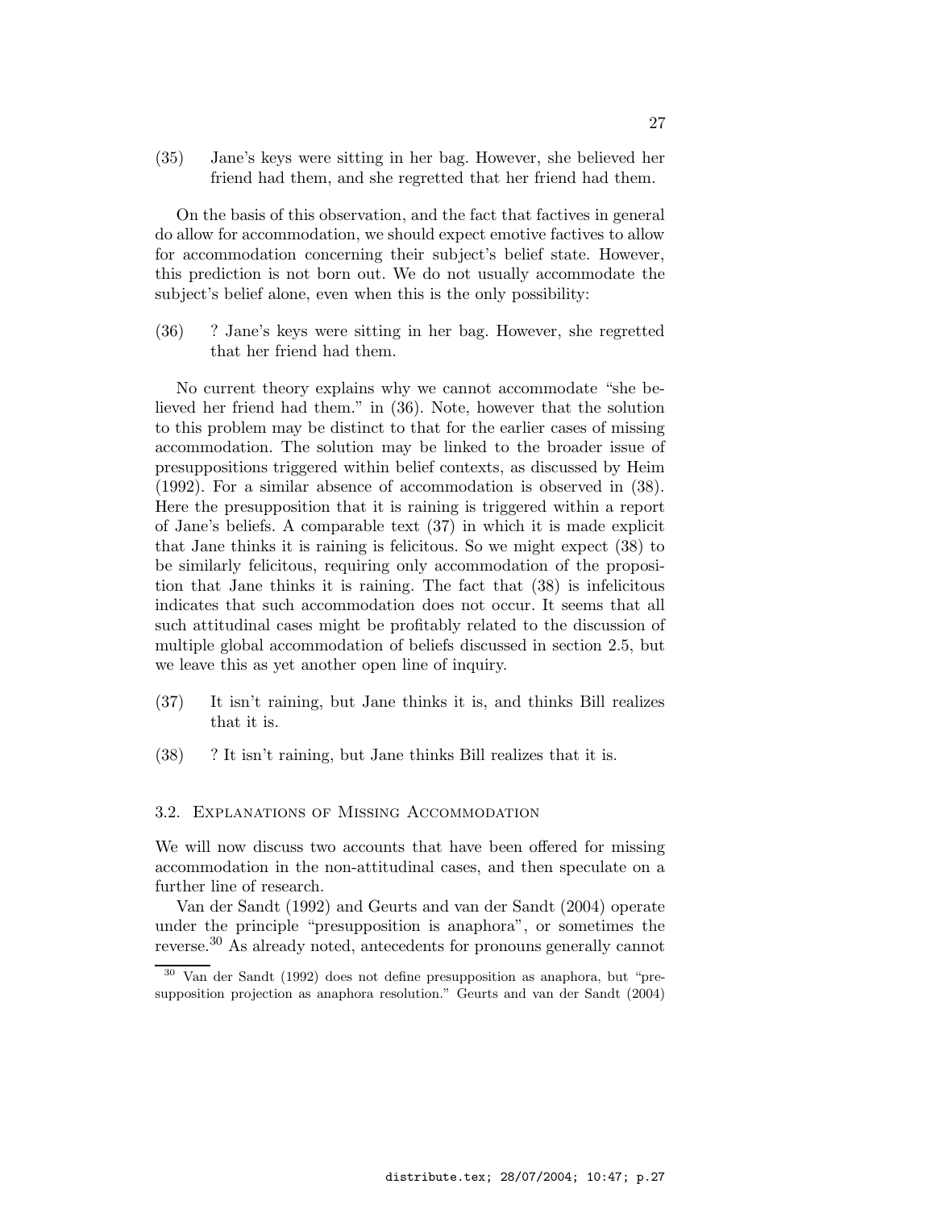(35) Jane's keys were sitting in her bag. However, she believed her friend had them, and she regretted that her friend had them.

On the basis of this observation, and the fact that factives in general do allow for accommodation, we should expect emotive factives to allow for accommodation concerning their subject's belief state. However, this prediction is not born out. We do not usually accommodate the subject's belief alone, even when this is the only possibility:

(36) ? Jane's keys were sitting in her bag. However, she regretted that her friend had them.

No current theory explains why we cannot accommodate "she believed her friend had them." in (36). Note, however that the solution to this problem may be distinct to that for the earlier cases of missing accommodation. The solution may be linked to the broader issue of presuppositions triggered within belief contexts, as discussed by Heim (1992). For a similar absence of accommodation is observed in (38). Here the presupposition that it is raining is triggered within a report of Jane's beliefs. A comparable text (37) in which it is made explicit that Jane thinks it is raining is felicitous. So we might expect (38) to be similarly felicitous, requiring only accommodation of the proposition that Jane thinks it is raining. The fact that (38) is infelicitous indicates that such accommodation does not occur. It seems that all such attitudinal cases might be profitably related to the discussion of multiple global accommodation of beliefs discussed in section 2.5, but we leave this as yet another open line of inquiry.

(37) It isn't raining, but Jane thinks it is, and thinks Bill realizes that it is.

(38) ? It isn't raining, but Jane thinks Bill realizes that it is.

### 3.2. Explanations of Missing Accommodation

We will now discuss two accounts that have been offered for missing accommodation in the non-attitudinal cases, and then speculate on a further line of research.

Van der Sandt (1992) and Geurts and van der Sandt (2004) operate under the principle "presupposition is anaphora", or sometimes the reverse.[30] As already noted, antecedents for pronouns generally cannot

[30] Van der Sandt (1992) does not define presupposition as anaphora, but "presupposition projection as anaphora resolution." Geurts and van der Sandt (2004)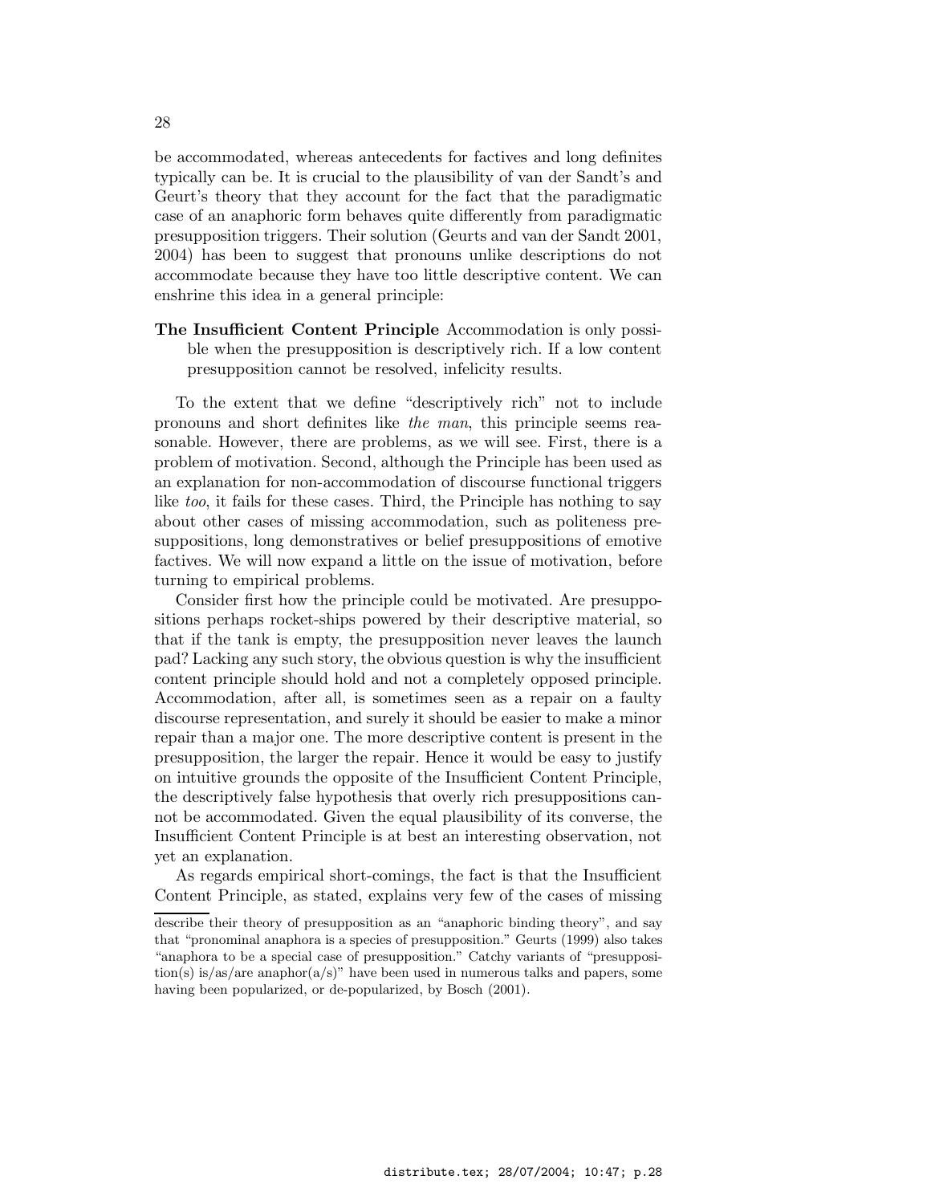be accommodated, whereas antecedents for factives and long definites typically can be. It is crucial to the plausibility of van der Sandt's and Geurt's theory that they account for the fact that the paradigmatic case of an anaphoric form behaves quite differently from paradigmatic presupposition triggers. Their solution (Geurts and van der Sandt 2001, 2004) has been to suggest that pronouns unlike descriptions do not accommodate because they have too little descriptive content. We can enshrine this idea in a general principle:

**The Insufficient Content Principle** Accommodation is only possible when the presupposition is descriptively rich. If a low content presupposition cannot be resolved, infelicity results.

To the extent that we define "descriptively rich" not to include pronouns and short definites like *the man*, this principle seems reasonable. However, there are problems, as we will see. First, there is a problem of motivation. Second, although the Principle has been used as an explanation for non-accommodation of discourse functional triggers like *too*, it fails for these cases. Third, the Principle has nothing to say about other cases of missing accommodation, such as politeness presuppositions, long demonstratives or belief presuppositions of emotive factives. We will now expand a little on the issue of motivation, before turning to empirical problems.

Consider first how the principle could be motivated. Are presuppositions perhaps rocket-ships powered by their descriptive material, so that if the tank is empty, the presupposition never leaves the launch pad? Lacking any such story, the obvious question is why the insufficient content principle should hold and not a completely opposed principle. Accommodation, after all, is sometimes seen as a repair on a faulty discourse representation, and surely it should be easier to make a minor repair than a major one. The more descriptive content is present in the presupposition, the larger the repair. Hence it would be easy to justify on intuitive grounds the opposite of the Insufficient Content Principle, the descriptively false hypothesis that overly rich presuppositions cannot be accommodated. Given the equal plausibility of its converse, the Insufficient Content Principle is at best an interesting observation, not yet an explanation.

As regards empirical short-comings, the fact is that the Insufficient Content Principle, as stated, explains very few of the cases of missing

---

describe their theory of presupposition as an "anaphoric binding theory", and say that "pronominal anaphora is a species of presupposition." Geurts (1999) also takes "anaphora to be a special case of presupposition." Catchy variants of "presupposition(s) is/as/are anaphor(a/s)" have been used in numerous talks and papers, some having been popularized, or de-popularized, by Bosch (2001).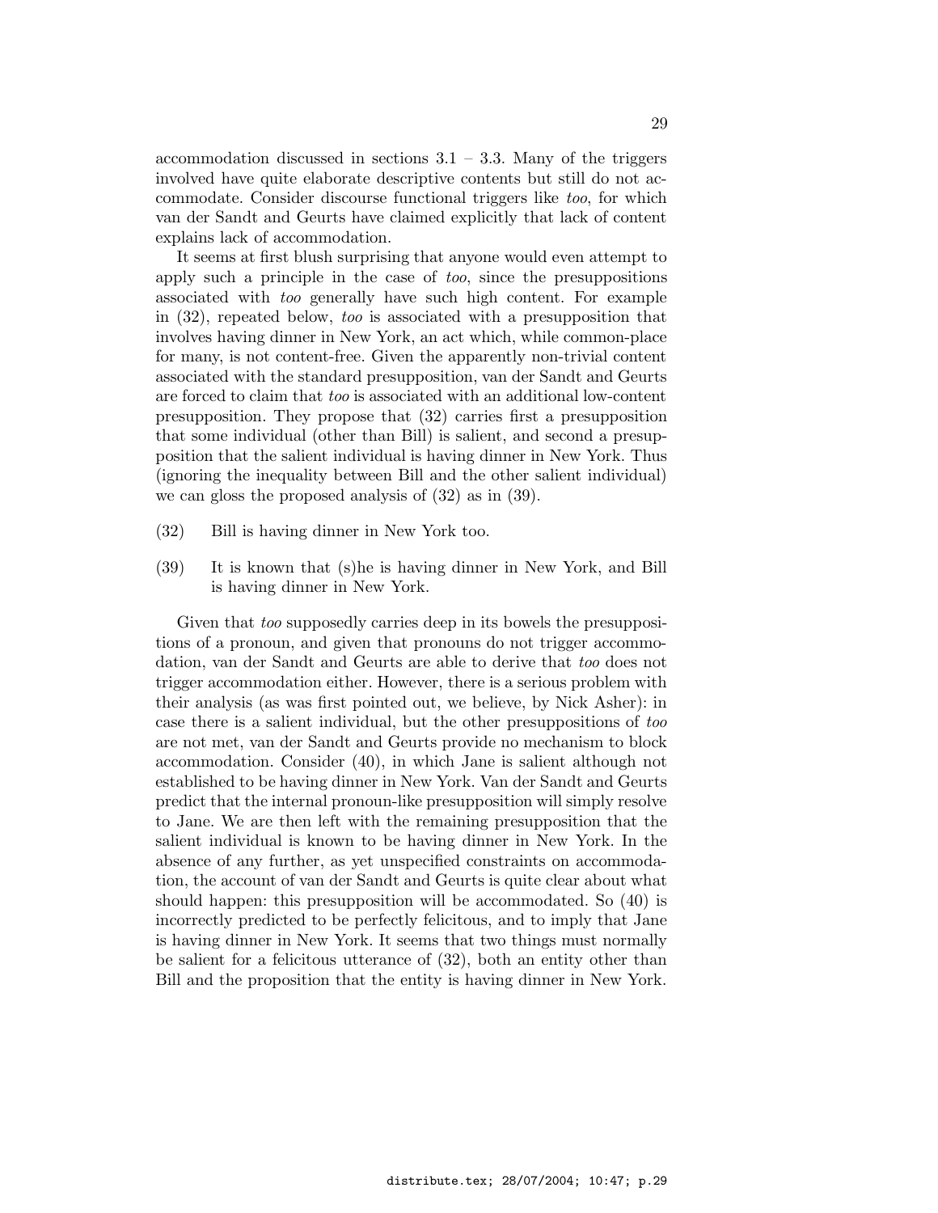accommodation discussed in sections 3.1 – 3.3. Many of the triggers involved have quite elaborate descriptive contents but still do not accommodate. Consider discourse functional triggers like *too*, for which van der Sandt and Geurts have claimed explicitly that lack of content explains lack of accommodation.

It seems at first blush surprising that anyone would even attempt to apply such a principle in the case of *too*, since the presuppositions associated with *too* generally have such high content. For example in (32), repeated below, *too* is associated with a presupposition that involves having dinner in New York, an act which, while common-place for many, is not content-free. Given the apparently non-trivial content associated with the standard presupposition, van der Sandt and Geurts are forced to claim that *too* is associated with an additional low-content presupposition. They propose that (32) carries first a presupposition that some individual (other than Bill) is salient, and second a presupposition that the salient individual is having dinner in New York. Thus (ignoring the inequality between Bill and the other salient individual) we can gloss the proposed analysis of (32) as in (39).

(32) Bill is having dinner in New York too.

(39) It is known that (s)he is having dinner in New York, and Bill is having dinner in New York.

Given that *too* supposedly carries deep in its bowels the presuppositions of a pronoun, and given that pronouns do not trigger accommodation, van der Sandt and Geurts are able to derive that *too* does not trigger accommodation either. However, there is a serious problem with their analysis (as was first pointed out, we believe, by Nick Asher): in case there is a salient individual, but the other presuppositions of *too* are not met, van der Sandt and Geurts provide no mechanism to block accommodation. Consider (40), in which Jane is salient although not established to be having dinner in New York. Van der Sandt and Geurts predict that the internal pronoun-like presupposition will simply resolve to Jane. We are then left with the remaining presupposition that the salient individual is known to be having dinner in New York. In the absence of any further, as yet unspecified constraints on accommodation, the account of van der Sandt and Geurts is quite clear about what should happen: this presupposition will be accommodated. So (40) is incorrectly predicted to be perfectly felicitous, and to imply that Jane is having dinner in New York. It seems that two things must normally be salient for a felicitous utterance of (32), both an entity other than Bill and the proposition that the entity is having dinner in New York.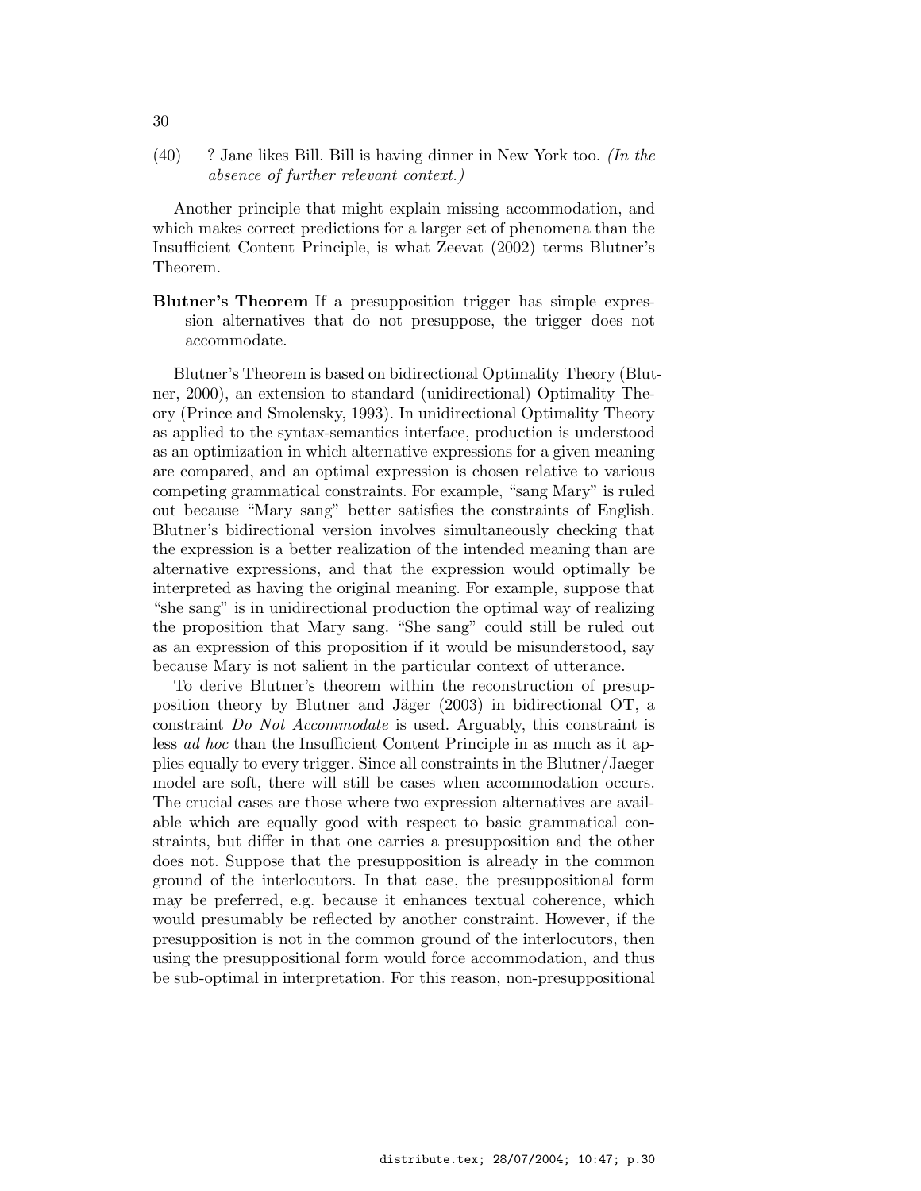(40) ? Jane likes Bill. Bill is having dinner in New York too. *(In the absence of further relevant context.)*

Another principle that might explain missing accommodation, and which makes correct predictions for a larger set of phenomena than the Insufficient Content Principle, is what Zeevat (2002) terms Blutner's Theorem.

**Blutner's Theorem** If a presupposition trigger has simple expression alternatives that do not presuppose, the trigger does not accommodate.

Blutner's Theorem is based on bidirectional Optimality Theory (Blutner, 2000), an extension to standard (unidirectional) Optimality Theory (Prince and Smolensky, 1993). In unidirectional Optimality Theory as applied to the syntax-semantics interface, production is understood as an optimization in which alternative expressions for a given meaning are compared, and an optimal expression is chosen relative to various competing grammatical constraints. For example, "sang Mary" is ruled out because "Mary sang" better satisfies the constraints of English. Blutner's bidirectional version involves simultaneously checking that the expression is a better realization of the intended meaning than are alternative expressions, and that the expression would optimally be interpreted as having the original meaning. For example, suppose that "she sang" is in unidirectional production the optimal way of realizing the proposition that Mary sang. "She sang" could still be ruled out as an expression of this proposition if it would be misunderstood, say because Mary is not salient in the particular context of utterance.

To derive Blutner's theorem within the reconstruction of presupposition theory by Blutner and Jäger (2003) in bidirectional OT, a constraint *Do Not Accommodate* is used. Arguably, this constraint is less *ad hoc* than the Insufficient Content Principle in as much as it applies equally to every trigger. Since all constraints in the Blutner/Jaeger model are soft, there will still be cases when accommodation occurs. The crucial cases are those where two expression alternatives are available which are equally good with respect to basic grammatical constraints, but differ in that one carries a presupposition and the other does not. Suppose that the presupposition is already in the common ground of the interlocutors. In that case, the presuppositional form may be preferred, e.g. because it enhances textual coherence, which would presumably be reflected by another constraint. However, if the presupposition is not in the common ground of the interlocutors, then using the presuppositional form would force accommodation, and thus be sub-optimal in interpretation. For this reason, non-presuppositional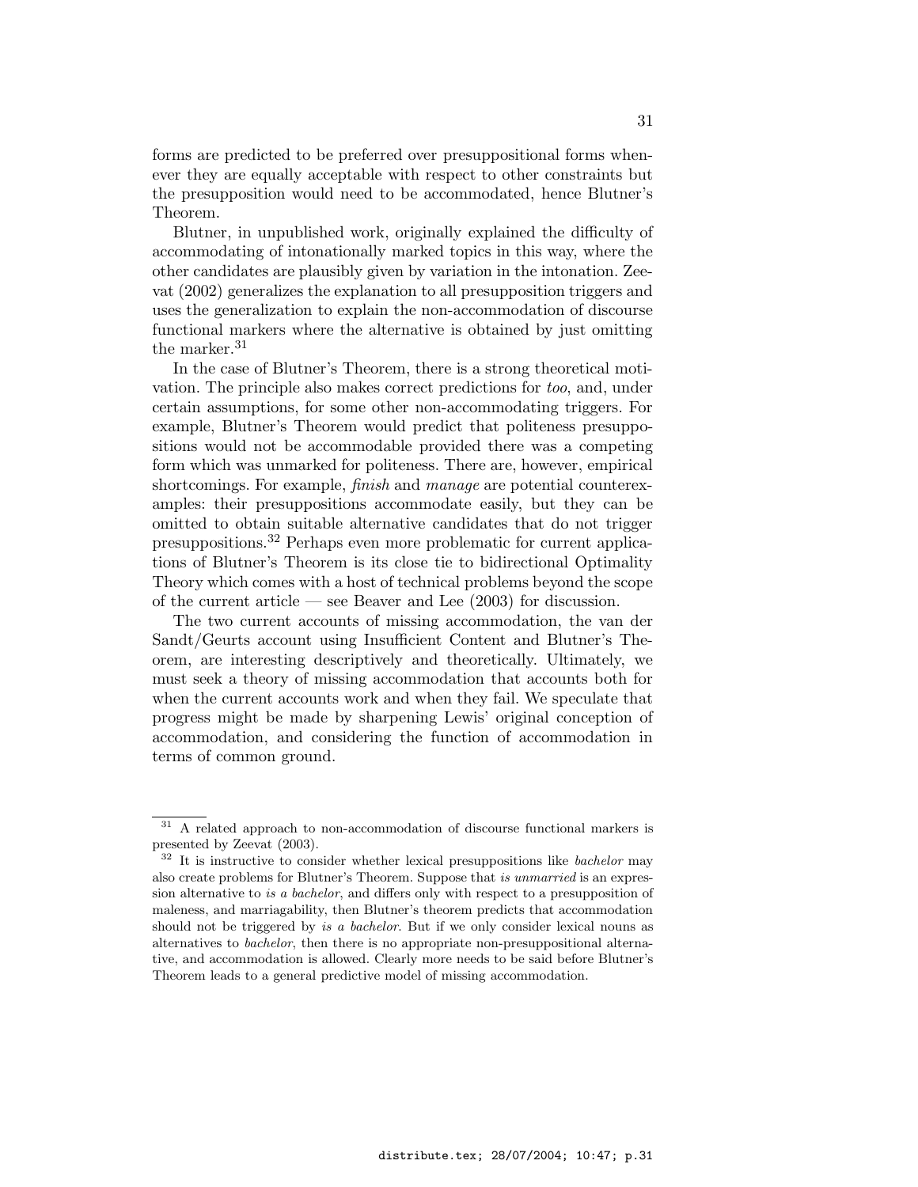forms are predicted to be preferred over presuppositional forms whenever they are equally acceptable with respect to other constraints but the presupposition would need to be accommodated, hence Blutner's Theorem.

Blutner, in unpublished work, originally explained the difficulty of accommodating of intonationally marked topics in this way, where the other candidates are plausibly given by variation in the intonation. Zeevat (2002) generalizes the explanation to all presupposition triggers and uses the generalization to explain the non-accommodation of discourse functional markers where the alternative is obtained by just omitting the marker.[31]

In the case of Blutner's Theorem, there is a strong theoretical motivation. The principle also makes correct predictions for *too*, and, under certain assumptions, for some other non-accommodating triggers. For example, Blutner's Theorem would predict that politeness presuppositions would not be accommodable provided there was a competing form which was unmarked for politeness. There are, however, empirical shortcomings. For example, *finish* and *manage* are potential counterexamples: their presuppositions accommodate easily, but they can be omitted to obtain suitable alternative candidates that do not trigger presuppositions.[32] Perhaps even more problematic for current applications of Blutner's Theorem is its close tie to bidirectional Optimality Theory which comes with a host of technical problems beyond the scope of the current article — see Beaver and Lee (2003) for discussion.

The two current accounts of missing accommodation, the van der Sandt/Geurts account using Insufficient Content and Blutner's Theorem, are interesting descriptively and theoretically. Ultimately, we must seek a theory of missing accommodation that accounts both for when the current accounts work and when they fail. We speculate that progress might be made by sharpening Lewis' original conception of accommodation, and considering the function of accommodation in terms of common ground.

---

[31] A related approach to non-accommodation of discourse functional markers is presented by Zeevat (2003).

[32] It is instructive to consider whether lexical presuppositions like *bachelor* may also create problems for Blutner's Theorem. Suppose that *is unmarried* is an expression alternative to *is a bachelor*, and differs only with respect to a presupposition of maleness, and marriagability, then Blutner's theorem predicts that accommodation should not be triggered by *is a bachelor*. But if we only consider lexical nouns as alternatives to *bachelor*, then there is no appropriate non-presuppositional alternative, and accommodation is allowed. Clearly more needs to be said before Blutner's Theorem leads to a general predictive model of missing accommodation.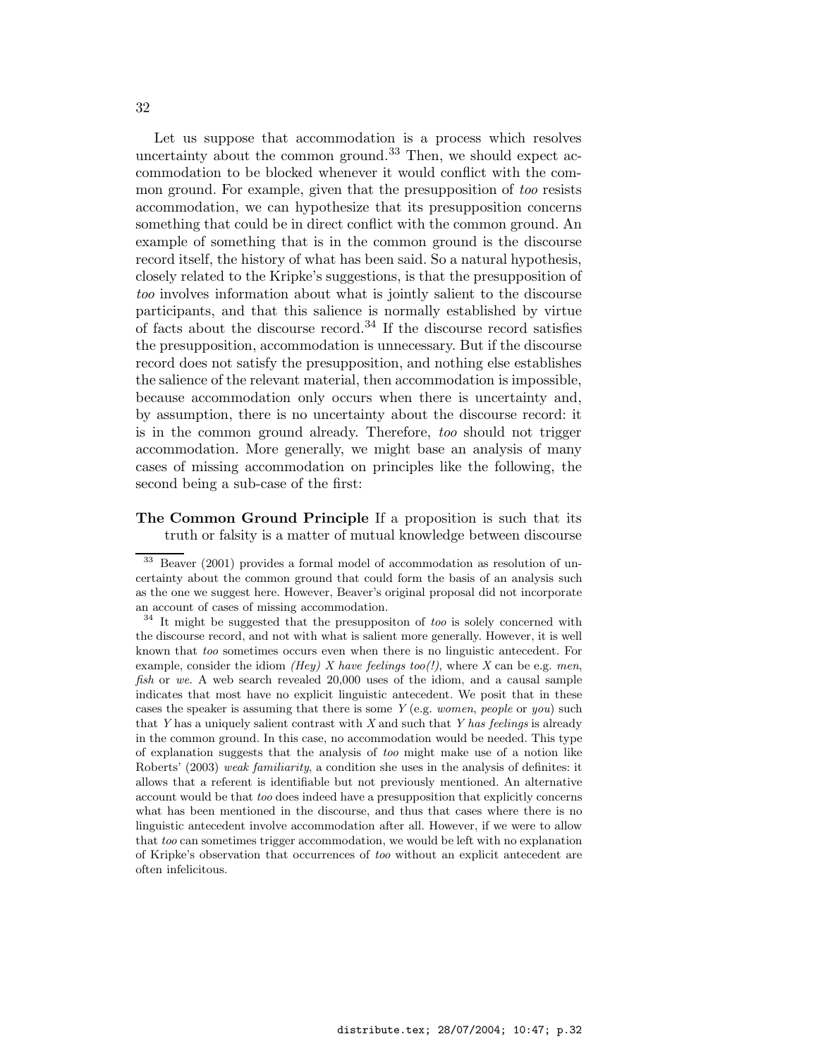Let us suppose that accommodation is a process which resolves uncertainty about the common ground.[33] Then, we should expect accommodation to be blocked whenever it would conflict with the common ground. For example, given that the presupposition of *too* resists accommodation, we can hypothesize that its presupposition concerns something that could be in direct conflict with the common ground. An example of something that is in the common ground is the discourse record itself, the history of what has been said. So a natural hypothesis, closely related to the Kripke's suggestions, is that the presupposition of *too* involves information about what is jointly salient to the discourse participants, and that this salience is normally established by virtue of facts about the discourse record.[34] If the discourse record satisfies the presupposition, accommodation is unnecessary. But if the discourse record does not satisfy the presupposition, and nothing else establishes the salience of the relevant material, then accommodation is impossible, because accommodation only occurs when there is uncertainty and, by assumption, there is no uncertainty about the discourse record: it is in the common ground already. Therefore, *too* should not trigger accommodation. More generally, we might base an analysis of many cases of missing accommodation on principles like the following, the second being a sub-case of the first:

**The Common Ground Principle** If a proposition is such that its truth or falsity is a matter of mutual knowledge between discourse

---

[33] Beaver (2001) provides a formal model of accommodation as resolution of uncertainty about the common ground that could form the basis of an analysis such as the one we suggest here. However, Beaver's original proposal did not incorporate an account of cases of missing accommodation.

[34] It might be suggested that the presuppositon of *too* is solely concerned with the discourse record, and not with what is salient more generally. However, it is well known that *too* sometimes occurs even when there is no linguistic antecedent. For example, consider the idiom *(Hey) X have feelings too(!)*, where *X* can be e.g. *men*, *fish* or *we*. A web search revealed 20,000 uses of the idiom, and a causal sample indicates that most have no explicit linguistic antecedent. We posit that in these cases the speaker is assuming that there is some *Y* (e.g. *women*, *people* or *you*) such that *Y* has a uniquely salient contrast with *X* and such that *Y has feelings* is already in the common ground. In this case, no accommodation would be needed. This type of explanation suggests that the analysis of *too* might make use of a notion like Roberts' (2003) *weak familiarity*, a condition she uses in the analysis of definites: it allows that a referent is identifiable but not previously mentioned. An alternative account would be that *too* does indeed have a presupposition that explicitly concerns what has been mentioned in the discourse, and thus that cases where there is no linguistic antecedent involve accommodation after all. However, if we were to allow that *too* can sometimes trigger accommodation, we would be left with no explanation of Kripke's observation that occurrences of *too* without an explicit antecedent are often infelicitous.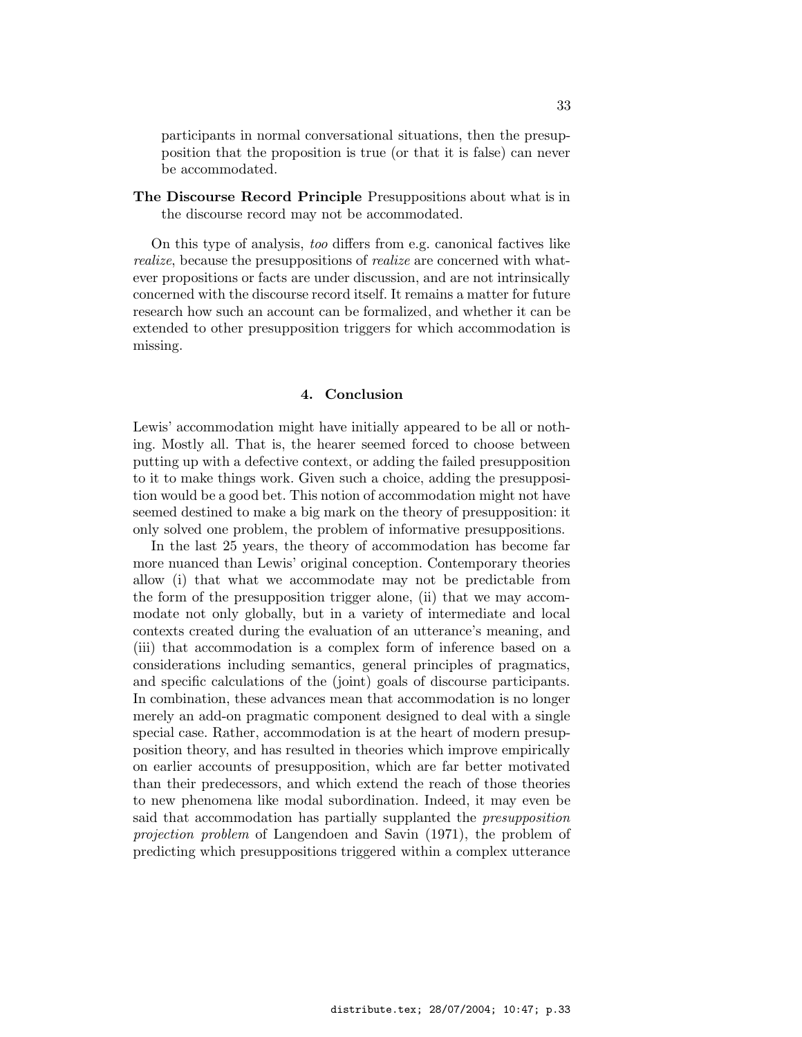participants in normal conversational situations, then the presupposition that the proposition is true (or that it is false) can never be accommodated.

**The Discourse Record Principle** Presuppositions about what is in the discourse record may not be accommodated.

On this type of analysis, *too* differs from e.g. canonical factives like *realize*, because the presuppositions of *realize* are concerned with whatever propositions or facts are under discussion, and are not intrinsically concerned with the discourse record itself. It remains a matter for future research how such an account can be formalized, and whether it can be extended to other presupposition triggers for which accommodation is missing.

## 4. Conclusion

Lewis' accommodation might have initially appeared to be all or nothing. Mostly all. That is, the hearer seemed forced to choose between putting up with a defective context, or adding the failed presupposition to it to make things work. Given such a choice, adding the presupposition would be a good bet. This notion of accommodation might not have seemed destined to make a big mark on the theory of presupposition: it only solved one problem, the problem of informative presuppositions.

In the last 25 years, the theory of accommodation has become far more nuanced than Lewis' original conception. Contemporary theories allow (i) that what we accommodate may not be predictable from the form of the presupposition trigger alone, (ii) that we may accommodate not only globally, but in a variety of intermediate and local contexts created during the evaluation of an utterance's meaning, and (iii) that accommodation is a complex form of inference based on a considerations including semantics, general principles of pragmatics, and specific calculations of the (joint) goals of discourse participants. In combination, these advances mean that accommodation is no longer merely an add-on pragmatic component designed to deal with a single special case. Rather, accommodation is at the heart of modern presupposition theory, and has resulted in theories which improve empirically on earlier accounts of presupposition, which are far better motivated than their predecessors, and which extend the reach of those theories to new phenomena like modal subordination. Indeed, it may even be said that accommodation has partially supplanted the *presupposition projection problem* of Langendoen and Savin (1971), the problem of predicting which presuppositions triggered within a complex utterance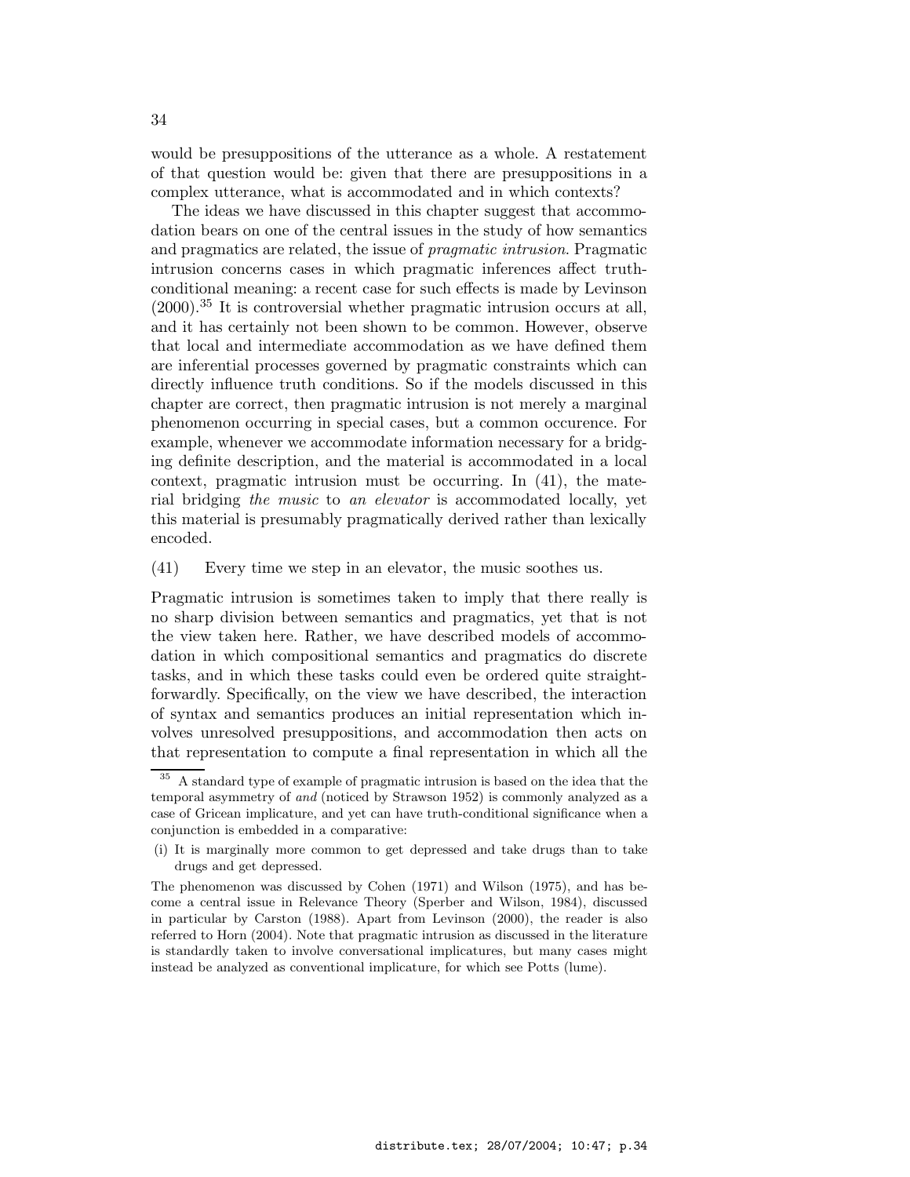would be presuppositions of the utterance as a whole. A restatement of that question would be: given that there are presuppositions in a complex utterance, what is accommodated and in which contexts?

The ideas we have discussed in this chapter suggest that accommodation bears on one of the central issues in the study of how semantics and pragmatics are related, the issue of *pragmatic intrusion*. Pragmatic intrusion concerns cases in which pragmatic inferences affect truth-conditional meaning: a recent case for such effects is made by Levinson (2000).[35] It is controversial whether pragmatic intrusion occurs at all, and it has certainly not been shown to be common. However, observe that local and intermediate accommodation as we have defined them are inferential processes governed by pragmatic constraints which can directly influence truth conditions. So if the models discussed in this chapter are correct, then pragmatic intrusion is not merely a marginal phenomenon occurring in special cases, but a common occurence. For example, whenever we accommodate information necessary for a bridging definite description, and the material is accommodated in a local context, pragmatic intrusion must be occurring. In (41), the material bridging *the music* to *an elevator* is accommodated locally, yet this material is presumably pragmatically derived rather than lexically encoded.

(41) Every time we step in an elevator, the music soothes us.

Pragmatic intrusion is sometimes taken to imply that there really is no sharp division between semantics and pragmatics, yet that is not the view taken here. Rather, we have described models of accommodation in which compositional semantics and pragmatics do discrete tasks, and in which these tasks could even be ordered quite straightforwardly. Specifically, on the view we have described, the interaction of syntax and semantics produces an initial representation which involves unresolved presuppositions, and accommodation then acts on that representation to compute a final representation in which all the

---

[35] A standard type of example of pragmatic intrusion is based on the idea that the temporal asymmetry of *and* (noticed by Strawson 1952) is commonly analyzed as a case of Gricean implicature, and yet can have truth-conditional significance when a conjunction is embedded in a comparative:

(i) It is marginally more common to get depressed and take drugs than to take drugs and get depressed.

The phenomenon was discussed by Cohen (1971) and Wilson (1975), and has become a central issue in Relevance Theory (Sperber and Wilson, 1984), discussed in particular by Carston (1988). Apart from Levinson (2000), the reader is also referred to Horn (2004). Note that pragmatic intrusion as discussed in the literature is standardly taken to involve conversational implicatures, but many cases might instead be analyzed as conventional implicature, for which see Potts (lume).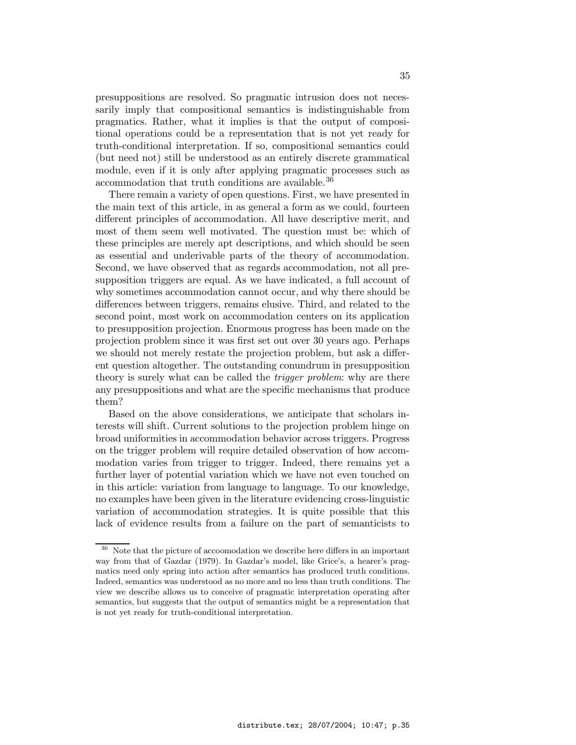presuppositions are resolved. So pragmatic intrusion does not necessarily imply that compositional semantics is indistinguishable from pragmatics. Rather, what it implies is that the output of compositional operations could be a representation that is not yet ready for truth-conditional interpretation. If so, compositional semantics could (but need not) still be understood as an entirely discrete grammatical module, even if it is only after applying pragmatic processes such as accommodation that truth conditions are available.[36]

There remain a variety of open questions. First, we have presented in the main text of this article, in as general a form as we could, fourteen different principles of accommodation. All have descriptive merit, and most of them seem well motivated. The question must be: which of these principles are merely apt descriptions, and which should be seen as essential and underivable parts of the theory of accommodation. Second, we have observed that as regards accommodation, not all presupposition triggers are equal. As we have indicated, a full account of why sometimes accommodation cannot occur, and why there should be differences between triggers, remains elusive. Third, and related to the second point, most work on accommodation centers on its application to presupposition projection. Enormous progress has been made on the projection problem since it was first set out over 30 years ago. Perhaps we should not merely restate the projection problem, but ask a different question altogether. The outstanding conundrum in presupposition theory is surely what can be called the *trigger problem*: why are there any presuppositions and what are the specific mechanisms that produce them?

Based on the above considerations, we anticipate that scholars interests will shift. Current solutions to the projection problem hinge on broad uniformities in accommodation behavior across triggers. Progress on the trigger problem will require detailed observation of how accommodation varies from trigger to trigger. Indeed, there remains yet a further layer of potential variation which we have not even touched on in this article: variation from language to language. To our knowledge, no examples have been given in the literature evidencing cross-linguistic variation of accommodation strategies. It is quite possible that this lack of evidence results from a failure on the part of semanticists to

[36] Note that the picture of accoomodation we describe here differs in an important way from that of Gazdar (1979). In Gazdar's model, like Grice's, a hearer's pragmatics need only spring into action after semantics has produced truth conditions. Indeed, semantics was understood as no more and no less than truth conditions. The view we describe allows us to conceive of pragmatic interpretation operating after semantics, but suggests that the output of semantics might be a representation that is not yet ready for truth-conditional interpretation.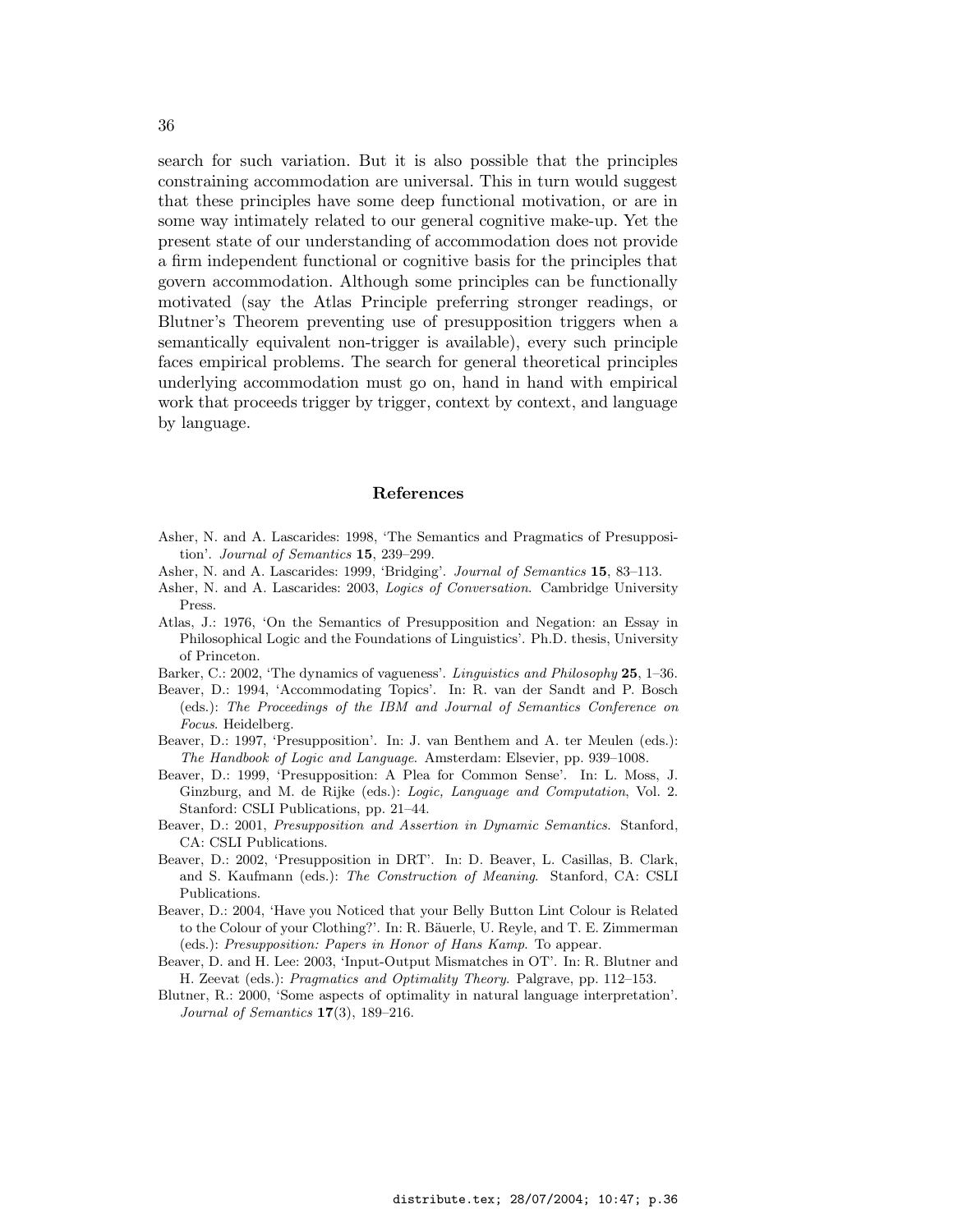search for such variation. But it is also possible that the principles constraining accommodation are universal. This in turn would suggest that these principles have some deep functional motivation, or are in some way intimately related to our general cognitive make-up. Yet the present state of our understanding of accommodation does not provide a firm independent functional or cognitive basis for the principles that govern accommodation. Although some principles can be functionally motivated (say the Atlas Principle preferring stronger readings, or Blutner's Theorem preventing use of presupposition triggers when a semantically equivalent non-trigger is available), every such principle faces empirical problems. The search for general theoretical principles underlying accommodation must go on, hand in hand with empirical work that proceeds trigger by trigger, context by context, and language by language.

## References

Asher, N. and A. Lascarides: 1998, 'The Semantics and Pragmatics of Presupposition'. *Journal of Semantics* **15**, 239–299.

Asher, N. and A. Lascarides: 1999, 'Bridging'. *Journal of Semantics* **15**, 83–113.

Asher, N. and A. Lascarides: 2003, *Logics of Conversation*. Cambridge University Press.

Atlas, J.: 1976, 'On the Semantics of Presupposition and Negation: an Essay in Philosophical Logic and the Foundations of Linguistics'. Ph.D. thesis, University of Princeton.

Barker, C.: 2002, 'The dynamics of vagueness'. *Linguistics and Philosophy* **25**, 1–36.

Beaver, D.: 1994, 'Accommodating Topics'. In: R. van der Sandt and P. Bosch (eds.): *The Proceedings of the IBM and Journal of Semantics Conference on Focus*. Heidelberg.

Beaver, D.: 1997, 'Presupposition'. In: J. van Benthem and A. ter Meulen (eds.): *The Handbook of Logic and Language*. Amsterdam: Elsevier, pp. 939–1008.

Beaver, D.: 1999, 'Presupposition: A Plea for Common Sense'. In: L. Moss, J. Ginzburg, and M. de Rijke (eds.): *Logic, Language and Computation*, Vol. 2. Stanford: CSLI Publications, pp. 21–44.

Beaver, D.: 2001, *Presupposition and Assertion in Dynamic Semantics*. Stanford, CA: CSLI Publications.

Beaver, D.: 2002, 'Presupposition in DRT'. In: D. Beaver, L. Casillas, B. Clark, and S. Kaufmann (eds.): *The Construction of Meaning*. Stanford, CA: CSLI Publications.

Beaver, D.: 2004, 'Have you Noticed that your Belly Button Lint Colour is Related to the Colour of your Clothing?'. In: R. Bäuerle, U. Reyle, and T. E. Zimmerman (eds.): *Presupposition: Papers in Honor of Hans Kamp*. To appear.

Beaver, D. and H. Lee: 2003, 'Input-Output Mismatches in OT'. In: R. Blutner and H. Zeevat (eds.): *Pragmatics and Optimality Theory*. Palgrave, pp. 112–153.

Blutner, R.: 2000, 'Some aspects of optimality in natural language interpretation'. *Journal of Semantics* **17**(3), 189–216.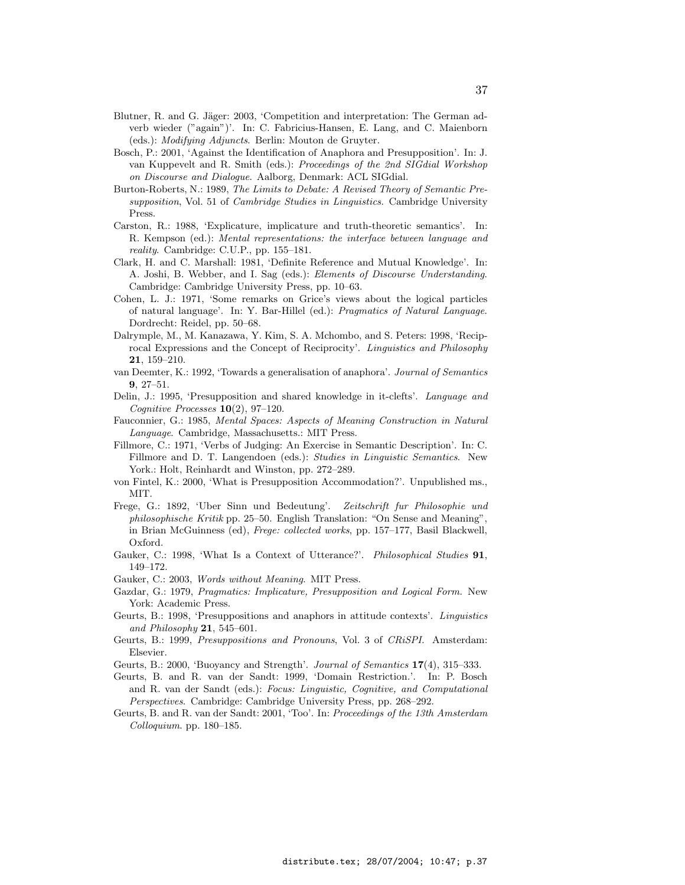Blutner, R. and G. Jäger: 2003, 'Competition and interpretation: The German adverb wieder ("again")'. In: C. Fabricius-Hansen, E. Lang, and C. Maienborn (eds.): *Modifying Adjuncts*. Berlin: Mouton de Gruyter.

Bosch, P.: 2001, 'Against the Identification of Anaphora and Presupposition'. In: J. van Kuppevelt and R. Smith (eds.): *Proceedings of the 2nd SIGdial Workshop on Discourse and Dialogue*. Aalborg, Denmark: ACL SIGdial.

Burton-Roberts, N.: 1989, *The Limits to Debate: A Revised Theory of Semantic Presupposition*, Vol. 51 of *Cambridge Studies in Linguistics*. Cambridge University Press.

Carston, R.: 1988, 'Explicature, implicature and truth-theoretic semantics'. In: R. Kempson (ed.): *Mental representations: the interface between language and reality*. Cambridge: C.U.P., pp. 155–181.

Clark, H. and C. Marshall: 1981, 'Definite Reference and Mutual Knowledge'. In: A. Joshi, B. Webber, and I. Sag (eds.): *Elements of Discourse Understanding*. Cambridge: Cambridge University Press, pp. 10–63.

Cohen, L. J.: 1971, 'Some remarks on Grice's views about the logical particles of natural language'. In: Y. Bar-Hillel (ed.): *Pragmatics of Natural Language*. Dordrecht: Reidel, pp. 50–68.

Dalrymple, M., M. Kanazawa, Y. Kim, S. A. Mchombo, and S. Peters: 1998, 'Reciprocal Expressions and the Concept of Reciprocity'. *Linguistics and Philosophy* **21**, 159–210.

van Deemter, K.: 1992, 'Towards a generalisation of anaphora'. *Journal of Semantics* **9**, 27–51.

Delin, J.: 1995, 'Presupposition and shared knowledge in it-clefts'. *Language and Cognitive Processes* **10**(2), 97–120.

Fauconnier, G.: 1985, *Mental Spaces: Aspects of Meaning Construction in Natural Language*. Cambridge, Massachusetts.: MIT Press.

Fillmore, C.: 1971, 'Verbs of Judging: An Exercise in Semantic Description'. In: C. Fillmore and D. T. Langendoen (eds.): *Studies in Linguistic Semantics*. New York.: Holt, Reinhardt and Winston, pp. 272–289.

von Fintel, K.: 2000, 'What is Presupposition Accommodation?'. Unpublished ms., MIT.

Frege, G.: 1892, 'Uber Sinn und Bedeutung'. *Zeitschrift fur Philosophie und philosophische Kritik* pp. 25–50. English Translation: "On Sense and Meaning", in Brian McGuinness (ed), *Frege: collected works*, pp. 157–177, Basil Blackwell, Oxford.

Gauker, C.: 1998, 'What Is a Context of Utterance?'. *Philosophical Studies* **91**, 149–172.

Gauker, C.: 2003, *Words without Meaning*. MIT Press.

Gazdar, G.: 1979, *Pragmatics: Implicature, Presupposition and Logical Form*. New York: Academic Press.

Geurts, B.: 1998, 'Presuppositions and anaphors in attitude contexts'. *Linguistics and Philosophy* **21**, 545–601.

Geurts, B.: 1999, *Presuppositions and Pronouns*, Vol. 3 of *CRiSPI*. Amsterdam: Elsevier.

Geurts, B.: 2000, 'Buoyancy and Strength'. *Journal of Semantics* **17**(4), 315–333.

Geurts, B. and R. van der Sandt: 1999, 'Domain Restriction.'. In: P. Bosch and R. van der Sandt (eds.): *Focus: Linguistic, Cognitive, and Computational Perspectives*. Cambridge: Cambridge University Press, pp. 268–292.

Geurts, B. and R. van der Sandt: 2001, 'Too'. In: *Proceedings of the 13th Amsterdam Colloquium*. pp. 180–185.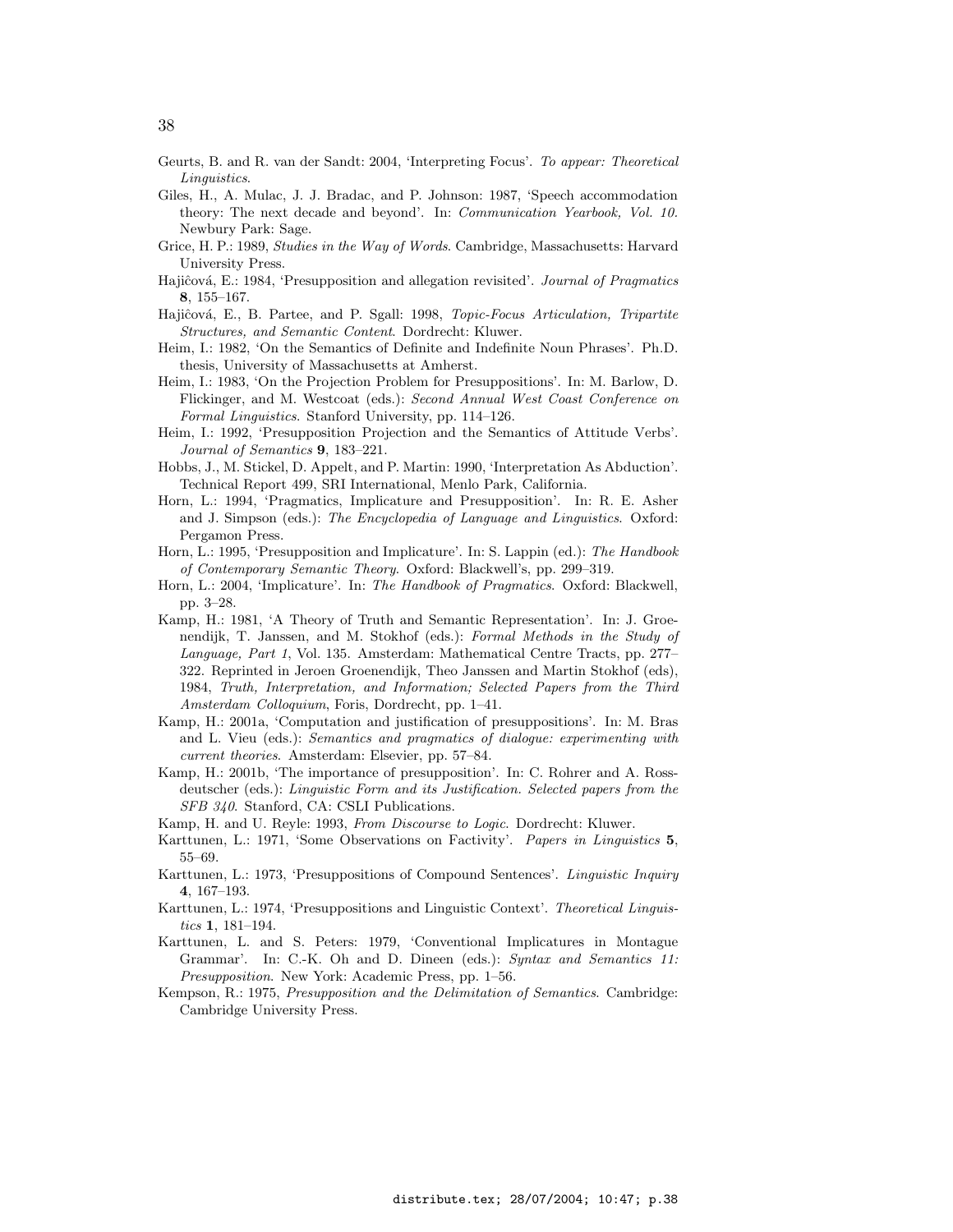Geurts, B. and R. van der Sandt: 2004, 'Interpreting Focus'. *To appear: Theoretical Linguistics*.

Giles, H., A. Mulac, J. J. Bradac, and P. Johnson: 1987, 'Speech accommodation theory: The next decade and beyond'. In: *Communication Yearbook, Vol. 10*. Newbury Park: Sage.

Grice, H. P.: 1989, *Studies in the Way of Words*. Cambridge, Massachusetts: Harvard University Press.

Hajiĉová, E.: 1984, 'Presupposition and allegation revisited'. *Journal of Pragmatics* **8**, 155–167.

Hajiĉová, E., B. Partee, and P. Sgall: 1998, *Topic-Focus Articulation, Tripartite Structures, and Semantic Content*. Dordrecht: Kluwer.

Heim, I.: 1982, 'On the Semantics of Definite and Indefinite Noun Phrases'. Ph.D. thesis, University of Massachusetts at Amherst.

Heim, I.: 1983, 'On the Projection Problem for Presuppositions'. In: M. Barlow, D. Flickinger, and M. Westcoat (eds.): *Second Annual West Coast Conference on Formal Linguistics*. Stanford University, pp. 114–126.

Heim, I.: 1992, 'Presupposition Projection and the Semantics of Attitude Verbs'. *Journal of Semantics* **9**, 183–221.

Hobbs, J., M. Stickel, D. Appelt, and P. Martin: 1990, 'Interpretation As Abduction'. Technical Report 499, SRI International, Menlo Park, California.

Horn, L.: 1994, 'Pragmatics, Implicature and Presupposition'. In: R. E. Asher and J. Simpson (eds.): *The Encyclopedia of Language and Linguistics*. Oxford: Pergamon Press.

Horn, L.: 1995, 'Presupposition and Implicature'. In: S. Lappin (ed.): *The Handbook of Contemporary Semantic Theory*. Oxford: Blackwell's, pp. 299–319.

Horn, L.: 2004, 'Implicature'. In: *The Handbook of Pragmatics*. Oxford: Blackwell, pp. 3–28.

Kamp, H.: 1981, 'A Theory of Truth and Semantic Representation'. In: J. Groenendijk, T. Janssen, and M. Stokhof (eds.): *Formal Methods in the Study of Language, Part 1*, Vol. 135. Amsterdam: Mathematical Centre Tracts, pp. 277–322. Reprinted in Jeroen Groenendijk, Theo Janssen and Martin Stokhof (eds), 1984, *Truth, Interpretation, and Information; Selected Papers from the Third Amsterdam Colloquium*, Foris, Dordrecht, pp. 1–41.

Kamp, H.: 2001a, 'Computation and justification of presuppositions'. In: M. Bras and L. Vieu (eds.): *Semantics and pragmatics of dialogue: experimenting with current theories*. Amsterdam: Elsevier, pp. 57–84.

Kamp, H.: 2001b, 'The importance of presupposition'. In: C. Rohrer and A. Rossdeutscher (eds.): *Linguistic Form and its Justification. Selected papers from the SFB 340*. Stanford, CA: CSLI Publications.

Kamp, H. and U. Reyle: 1993, *From Discourse to Logic*. Dordrecht: Kluwer.

Karttunen, L.: 1971, 'Some Observations on Factivity'. *Papers in Linguistics* **5**, 55–69.

Karttunen, L.: 1973, 'Presuppositions of Compound Sentences'. *Linguistic Inquiry* **4**, 167–193.

Karttunen, L.: 1974, 'Presuppositions and Linguistic Context'. *Theoretical Linguistics* **1**, 181–194.

Karttunen, L. and S. Peters: 1979, 'Conventional Implicatures in Montague Grammar'. In: C.-K. Oh and D. Dineen (eds.): *Syntax and Semantics 11: Presupposition*. New York: Academic Press, pp. 1–56.

Kempson, R.: 1975, *Presupposition and the Delimitation of Semantics*. Cambridge: Cambridge University Press.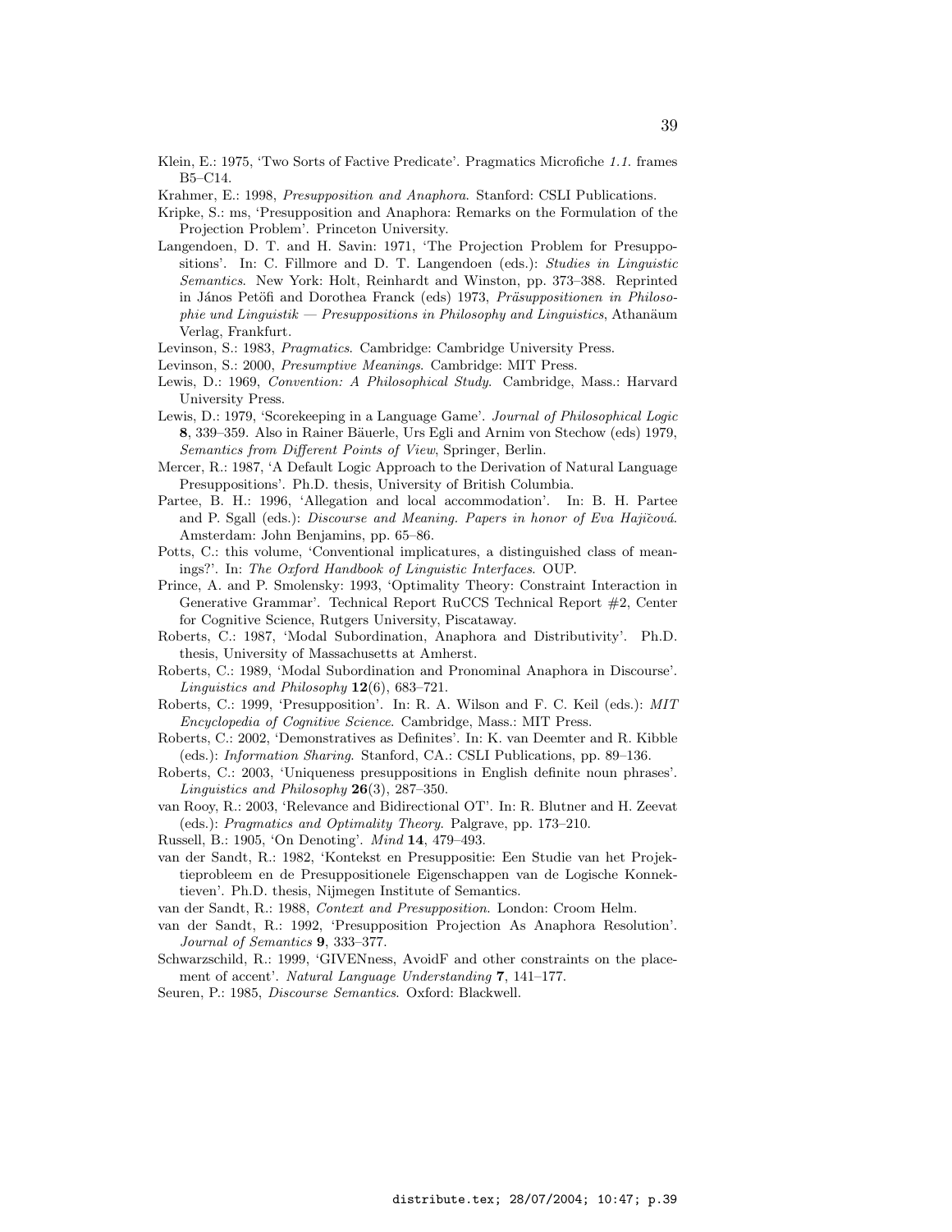Klein, E.: 1975, 'Two Sorts of Factive Predicate'. Pragmatics Microfiche *1.1.* frames B5–C14.

Krahmer, E.: 1998, *Presupposition and Anaphora*. Stanford: CSLI Publications.

Kripke, S.: ms, 'Presupposition and Anaphora: Remarks on the Formulation of the Projection Problem'. Princeton University.

Langendoen, D. T. and H. Savin: 1971, 'The Projection Problem for Presuppositions'. In: C. Fillmore and D. T. Langendoen (eds.): *Studies in Linguistic Semantics*. New York: Holt, Reinhardt and Winston, pp. 373–388. Reprinted in János Petöfi and Dorothea Franck (eds) 1973, *Präsuppositionen in Philosophie und Linguistik — Presuppositions in Philosophy and Linguistics*, Athanäum Verlag, Frankfurt.

Levinson, S.: 1983, *Pragmatics*. Cambridge: Cambridge University Press.

Levinson, S.: 2000, *Presumptive Meanings*. Cambridge: MIT Press.

Lewis, D.: 1969, *Convention: A Philosophical Study*. Cambridge, Mass.: Harvard University Press.

Lewis, D.: 1979, 'Scorekeeping in a Language Game'. *Journal of Philosophical Logic* **8**, 339–359. Also in Rainer Bäuerle, Urs Egli and Arnim von Stechow (eds) 1979, *Semantics from Different Points of View*, Springer, Berlin.

Mercer, R.: 1987, 'A Default Logic Approach to the Derivation of Natural Language Presuppositions'. Ph.D. thesis, University of British Columbia.

Partee, B. H.: 1996, 'Allegation and local accommodation'. In: B. H. Partee and P. Sgall (eds.): *Discourse and Meaning. Papers in honor of Eva Hajičová*. Amsterdam: John Benjamins, pp. 65–86.

Potts, C.: this volume, 'Conventional implicatures, a distinguished class of meanings?'. In: *The Oxford Handbook of Linguistic Interfaces*. OUP.

Prince, A. and P. Smolensky: 1993, 'Optimality Theory: Constraint Interaction in Generative Grammar'. Technical Report RuCCS Technical Report #2, Center for Cognitive Science, Rutgers University, Piscataway.

Roberts, C.: 1987, 'Modal Subordination, Anaphora and Distributivity'. Ph.D. thesis, University of Massachusetts at Amherst.

Roberts, C.: 1989, 'Modal Subordination and Pronominal Anaphora in Discourse'. *Linguistics and Philosophy* **12**(6), 683–721.

Roberts, C.: 1999, 'Presupposition'. In: R. A. Wilson and F. C. Keil (eds.): *MIT Encyclopedia of Cognitive Science*. Cambridge, Mass.: MIT Press.

Roberts, C.: 2002, 'Demonstratives as Definites'. In: K. van Deemter and R. Kibble (eds.): *Information Sharing*. Stanford, CA.: CSLI Publications, pp. 89–136.

Roberts, C.: 2003, 'Uniqueness presuppositions in English definite noun phrases'. *Linguistics and Philosophy* **26**(3), 287–350.

van Rooy, R.: 2003, 'Relevance and Bidirectional OT'. In: R. Blutner and H. Zeevat (eds.): *Pragmatics and Optimality Theory*. Palgrave, pp. 173–210.

Russell, B.: 1905, 'On Denoting'. *Mind* **14**, 479–493.

van der Sandt, R.: 1982, 'Kontekst en Presuppositie: Een Studie van het Projektieprobleem en de Presuppositionele Eigenschappen van de Logische Konnektieven'. Ph.D. thesis, Nijmegen Institute of Semantics.

van der Sandt, R.: 1988, *Context and Presupposition*. London: Croom Helm.

van der Sandt, R.: 1992, 'Presupposition Projection As Anaphora Resolution'. *Journal of Semantics* **9**, 333–377.

Schwarzschild, R.: 1999, 'GIVENness, AvoidF and other constraints on the placement of accent'. *Natural Language Understanding* **7**, 141–177.

Seuren, P.: 1985, *Discourse Semantics*. Oxford: Blackwell.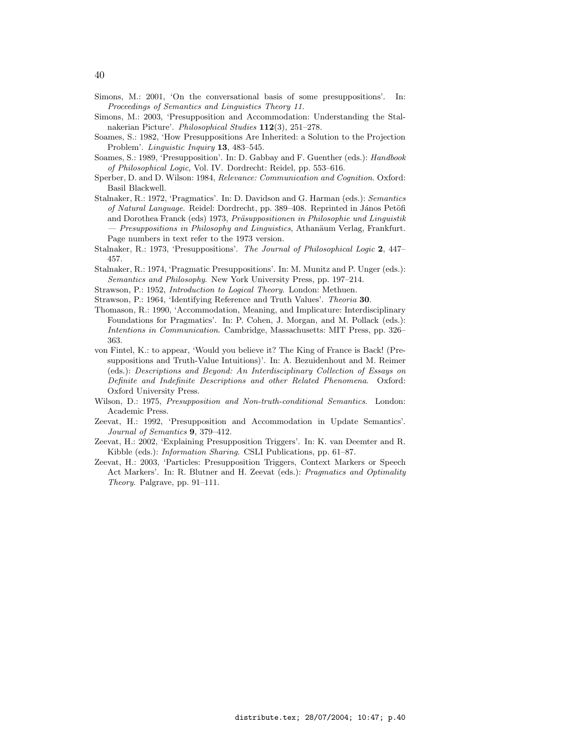Simons, M.: 2001, 'On the conversational basis of some presuppositions'. In: *Proceedings of Semantics and Linguistics Theory 11*.

Simons, M.: 2003, 'Presupposition and Accommodation: Understanding the Stalnakerian Picture'. *Philosophical Studies* **112**(3), 251–278.

Soames, S.: 1982, 'How Presuppositions Are Inherited: a Solution to the Projection Problem'. *Linguistic Inquiry* **13**, 483–545.

Soames, S.: 1989, 'Presupposition'. In: D. Gabbay and F. Guenther (eds.): *Handbook of Philosophical Logic*, Vol. IV. Dordrecht: Reidel, pp. 553–616.

Sperber, D. and D. Wilson: 1984, *Relevance: Communication and Cognition*. Oxford: Basil Blackwell.

Stalnaker, R.: 1972, 'Pragmatics'. In: D. Davidson and G. Harman (eds.): *Semantics of Natural Language*. Reidel: Dordrecht, pp. 389–408. Reprinted in János Petőfi and Dorothea Franck (eds) 1973, *Präsuppositionen in Philosophie und Linguistik — Presuppositions in Philosophy and Linguistics*, Athanäum Verlag, Frankfurt. Page numbers in text refer to the 1973 version.

Stalnaker, R.: 1973, 'Presuppositions'. *The Journal of Philosophical Logic* **2**, 447–457.

Stalnaker, R.: 1974, 'Pragmatic Presuppositions'. In: M. Munitz and P. Unger (eds.): *Semantics and Philosophy*. New York University Press, pp. 197–214.

Strawson, P.: 1952, *Introduction to Logical Theory*. London: Methuen.

Strawson, P.: 1964, 'Identifying Reference and Truth Values'. *Theoria* **30**.

Thomason, R.: 1990, 'Accommodation, Meaning, and Implicature: Interdisciplinary Foundations for Pragmatics'. In: P. Cohen, J. Morgan, and M. Pollack (eds.): *Intentions in Communication*. Cambridge, Massachusetts: MIT Press, pp. 326–363.

von Fintel, K.: to appear, 'Would you believe it? The King of France is Back! (Presuppositions and Truth-Value Intuitions)'. In: A. Bezuidenhout and M. Reimer (eds.): *Descriptions and Beyond: An Interdisciplinary Collection of Essays on Definite and Indefinite Descriptions and other Related Phenomena*. Oxford: Oxford University Press.

Wilson, D.: 1975, *Presupposition and Non-truth-conditional Semantics*. London: Academic Press.

Zeevat, H.: 1992, 'Presupposition and Accommodation in Update Semantics'. *Journal of Semantics* **9**, 379–412.

Zeevat, H.: 2002, 'Explaining Presupposition Triggers'. In: K. van Deemter and R. Kibble (eds.): *Information Sharing*. CSLI Publications, pp. 61–87.

Zeevat, H.: 2003, 'Particles: Presupposition Triggers, Context Markers or Speech Act Markers'. In: R. Blutner and H. Zeevat (eds.): *Pragmatics and Optimality Theory*. Palgrave, pp. 91–111.